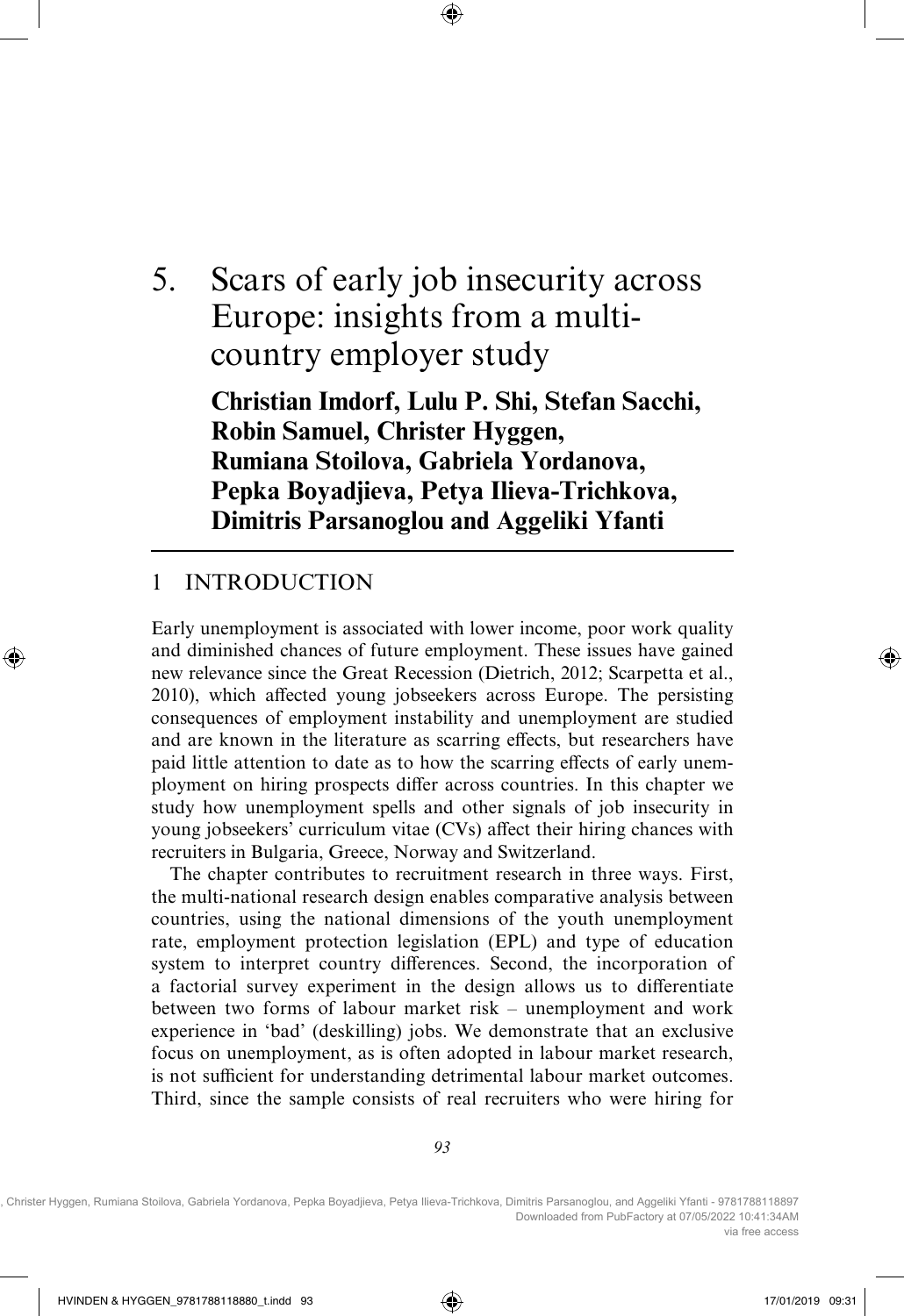# 5. Scars of early job insecurity across Europe: insights from a multi-country employer study

**Christian Imdorf, Lulu P. Shi, Stefan Sacchi, Robin Samuel, Christer Hyggen, Rumiana Stoilova, Gabriela Yordanova, Pepka Boyadjieva, Petya Ilieva-Trichkova, Dimitris Parsanoglou and Aggeliki Yfanti**

## 1 INTRODUCTION

Early unemployment is associated with lower income, poor work quality and diminished chances of future employment. These issues have gained new relevance since the Great Recession (Dietrich, 2012; Scarpetta et al., 2010), which affected young jobseekers across Europe. The persisting consequences of employment instability and unemployment are studied and are known in the literature as scarring effects, but researchers have paid little attention to date as to how the scarring effects of early unemployment on hiring prospects differ across countries. In this chapter we study how unemployment spells and other signals of job insecurity in young jobseekers' curriculum vitae (CVs) affect their hiring chances with recruiters in Bulgaria, Greece, Norway and Switzerland.

The chapter contributes to recruitment research in three ways. First, the multi-national research design enables comparative analysis between countries, using the national dimensions of the youth unemployment rate, employment protection legislation (EPL) and type of education system to interpret country differences. Second, the incorporation of a factorial survey experiment in the design allows us to differentiate between two forms of labour market risk – unemployment and work experience in 'bad' (deskilling) jobs. We demonstrate that an exclusive focus on unemployment, as is often adopted in labour market research, is not sufficient for understanding detrimental labour market outcomes. Third, since the sample consists of real recruiters who were hiring for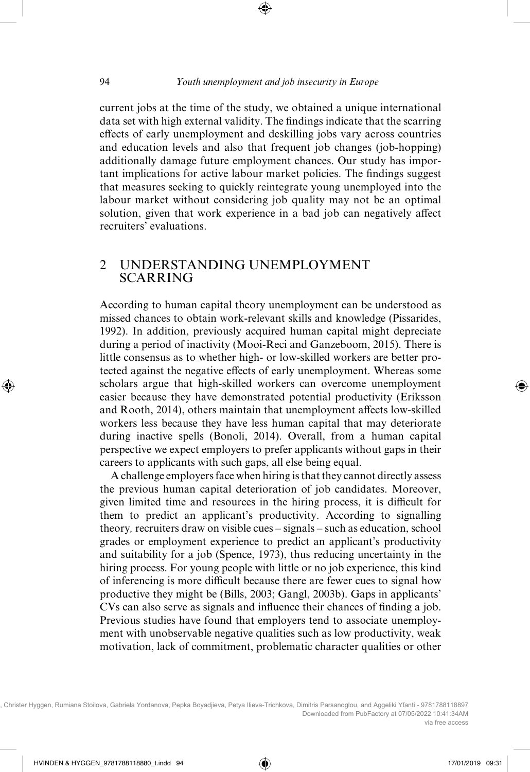current jobs at the time of the study, we obtained a unique international data set with high external validity. The findings indicate that the scarring effects of early unemployment and deskilling jobs vary across countries and education levels and also that frequent job changes (job-hopping) additionally damage future employment chances. Our study has important implications for active labour market policies. The findings suggest that measures seeking to quickly reintegrate young unemployed into the labour market without considering job quality may not be an optimal solution, given that work experience in a bad job can negatively affect recruiters' evaluations.

## 2 UNDERSTANDING UNEMPLOYMENT SCARRING

According to human capital theory unemployment can be understood as missed chances to obtain work-relevant skills and knowledge (Pissarides, 1992). In addition, previously acquired human capital might depreciate during a period of inactivity (Mooi-Reci and Ganzeboom, 2015). There is little consensus as to whether high- or low-skilled workers are better protected against the negative effects of early unemployment. Whereas some scholars argue that high-skilled workers can overcome unemployment easier because they have demonstrated potential productivity (Eriksson and Rooth, 2014), others maintain that unemployment affects low-skilled workers less because they have less human capital that may deteriorate during inactive spells (Bonoli, 2014). Overall, from a human capital perspective we expect employers to prefer applicants without gaps in their careers to applicants with such gaps, all else being equal.

A challenge employers face when hiring is that they cannot directly assess the previous human capital deterioration of job candidates. Moreover, given limited time and resources in the hiring process, it is difficult for them to predict an applicant's productivity. According to signalling theory*,* recruiters draw on visible cues – signals – such as education, school grades or employment experience to predict an applicant's productivity and suitability for a job (Spence, 1973), thus reducing uncertainty in the hiring process. For young people with little or no job experience, this kind of inferencing is more difficult because there are fewer cues to signal how productive they might be (Bills, 2003; Gangl, 2003b). Gaps in applicants' CVs can also serve as signals and influence their chances of finding a job. Previous studies have found that employers tend to associate unemployment with unobservable negative qualities such as low productivity, weak motivation, lack of commitment, problematic character qualities or other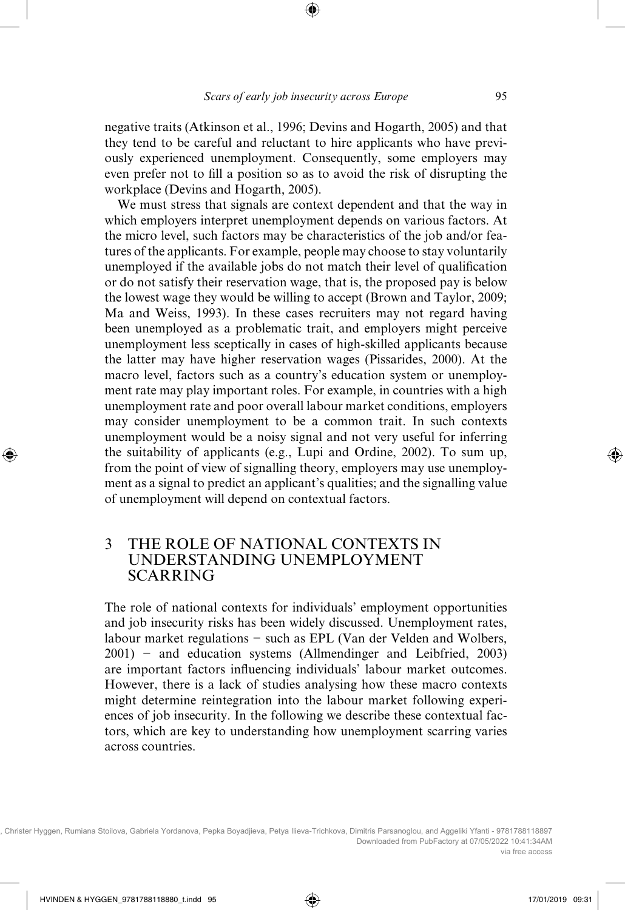negative traits (Atkinson et al., 1996; Devins and Hogarth, 2005) and that they tend to be careful and reluctant to hire applicants who have previously experienced unemployment. Consequently, some employers may even prefer not to fill a position so as to avoid the risk of disrupting the workplace (Devins and Hogarth, 2005).

We must stress that signals are context dependent and that the way in which employers interpret unemployment depends on various factors. At the micro level, such factors may be characteristics of the job and/or features of the applicants. For example, people may choose to stay voluntarily unemployed if the available jobs do not match their level of qualification or do not satisfy their reservation wage, that is, the proposed pay is below the lowest wage they would be willing to accept (Brown and Taylor, 2009; Ma and Weiss, 1993). In these cases recruiters may not regard having been unemployed as a problematic trait, and employers might perceive unemployment less sceptically in cases of high-skilled applicants because the latter may have higher reservation wages (Pissarides, 2000). At the macro level, factors such as a country's education system or unemployment rate may play important roles. For example, in countries with a high unemployment rate and poor overall labour market conditions, employers may consider unemployment to be a common trait. In such contexts unemployment would be a noisy signal and not very useful for inferring the suitability of applicants (e.g., Lupi and Ordine, 2002). To sum up, from the point of view of signalling theory, employers may use unemployment as a signal to predict an applicant's qualities; and the signalling value of unemployment will depend on contextual factors.

## 3 THE ROLE OF NATIONAL CONTEXTS IN UNDERSTANDING UNEMPLOYMENT SCARRING

The role of national contexts for individuals' employment opportunities and job insecurity risks has been widely discussed. Unemployment rates, labour market regulations – such as EPL (Van der Velden and Wolbers, 2001) – and education systems (Allmendinger and Leibfried, 2003) are important factors influencing individuals' labour market outcomes. However, there is a lack of studies analysing how these macro contexts might determine reintegration into the labour market following experiences of job insecurity. In the following we describe these contextual factors, which are key to understanding how unemployment scarring varies across countries.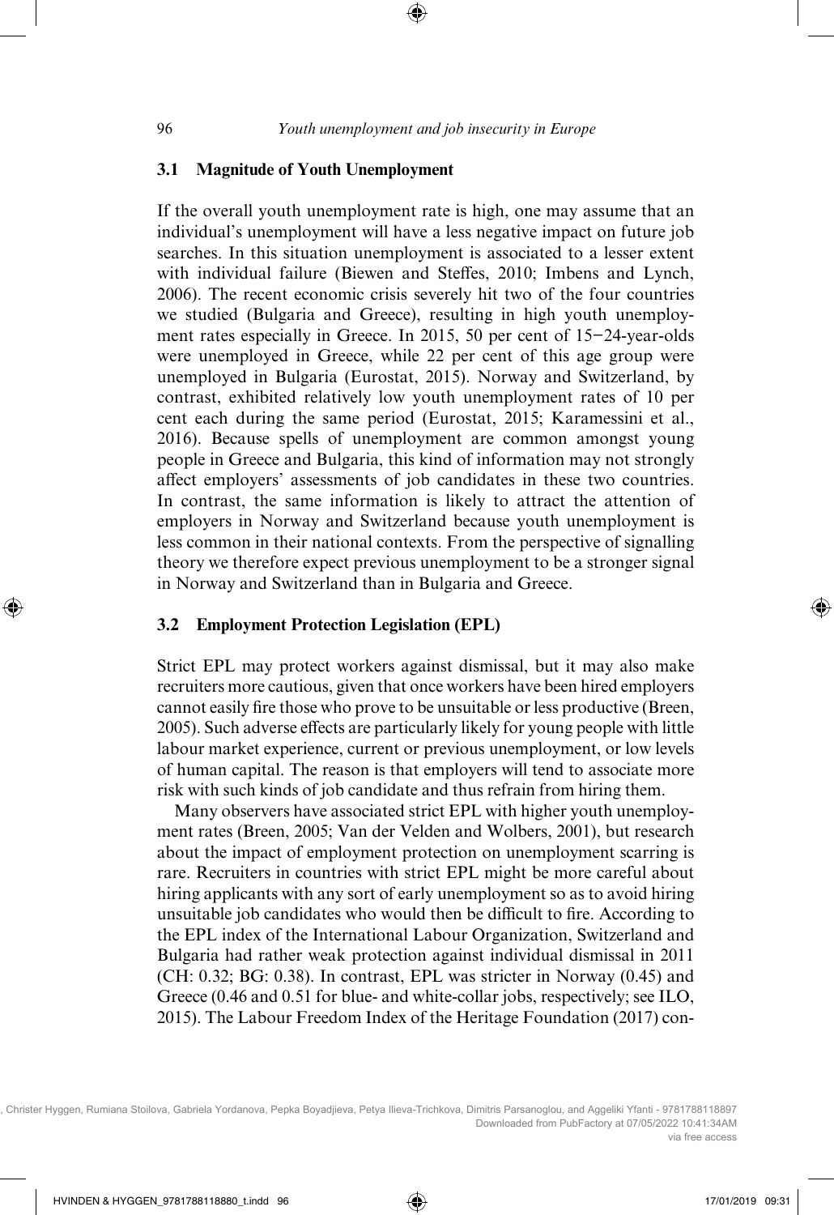### 3.1 Magnitude of Youth Unemployment

If the overall youth unemployment rate is high, one may assume that an individual's unemployment will have a less negative impact on future job searches. In this situation unemployment is associated to a lesser extent with individual failure (Biewen and Steffes, 2010; Imbens and Lynch, 2006). The recent economic crisis severely hit two of the four countries we studied (Bulgaria and Greece), resulting in high youth unemployment rates especially in Greece. In 2015, 50 per cent of 15–24-year-olds were unemployed in Greece, while 22 per cent of this age group were unemployed in Bulgaria (Eurostat, 2015). Norway and Switzerland, by contrast, exhibited relatively low youth unemployment rates of 10 per cent each during the same period (Eurostat, 2015; Karamessini et al., 2016). Because spells of unemployment are common amongst young people in Greece and Bulgaria, this kind of information may not strongly affect employers' assessments of job candidates in these two countries. In contrast, the same information is likely to attract the attention of employers in Norway and Switzerland because youth unemployment is less common in their national contexts. From the perspective of signalling theory we therefore expect previous unemployment to be a stronger signal in Norway and Switzerland than in Bulgaria and Greece.

### 3.2 Employment Protection Legislation (EPL)

Strict EPL may protect workers against dismissal, but it may also make recruiters more cautious, given that once workers have been hired employers cannot easily fire those who prove to be unsuitable or less productive (Breen, 2005). Such adverse effects are particularly likely for young people with little labour market experience, current or previous unemployment, or low levels of human capital. The reason is that employers will tend to associate more risk with such kinds of job candidate and thus refrain from hiring them.

Many observers have associated strict EPL with higher youth unemployment rates (Breen, 2005; Van der Velden and Wolbers, 2001), but research about the impact of employment protection on unemployment scarring is rare. Recruiters in countries with strict EPL might be more careful about hiring applicants with any sort of early unemployment so as to avoid hiring unsuitable job candidates who would then be difficult to fire. According to the EPL index of the International Labour Organization, Switzerland and Bulgaria had rather weak protection against individual dismissal in 2011 (CH: 0.32; BG: 0.38). In contrast, EPL was stricter in Norway (0.45) and Greece (0.46 and 0.51 for blue- and white-collar jobs, respectively; see ILO, 2015). The Labour Freedom Index of the Heritage Foundation (2017) con-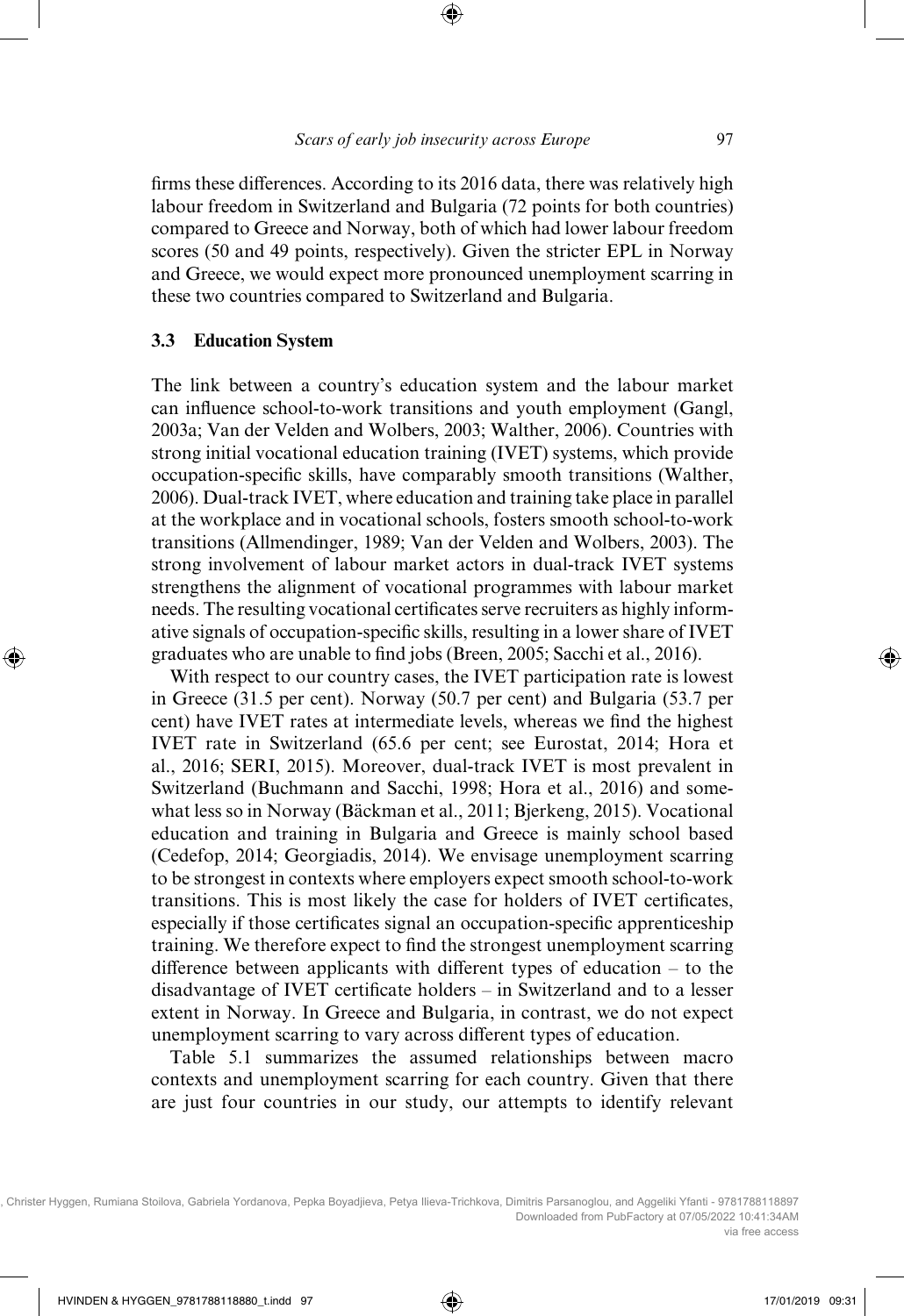firms these differences. According to its 2016 data, there was relatively high labour freedom in Switzerland and Bulgaria (72 points for both countries) compared to Greece and Norway, both of which had lower labour freedom scores (50 and 49 points, respectively). Given the stricter EPL in Norway and Greece, we would expect more pronounced unemployment scarring in these two countries compared to Switzerland and Bulgaria.

### 3.3 Education System

The link between a country's education system and the labour market can influence school-to-work transitions and youth employment (Gangl, 2003a; Van der Velden and Wolbers, 2003; Walther, 2006). Countries with strong initial vocational education training (IVET) systems, which provide occupation-specific skills, have comparably smooth transitions (Walther, 2006). Dual-track IVET, where education and training take place in parallel at the workplace and in vocational schools, fosters smooth school-to-work transitions (Allmendinger, 1989; Van der Velden and Wolbers, 2003). The strong involvement of labour market actors in dual-track IVET systems strengthens the alignment of vocational programmes with labour market needs. The resulting vocational certificates serve recruiters as highly informative signals of occupation-specific skills, resulting in a lower share of IVET graduates who are unable to find jobs (Breen, 2005; Sacchi et al., 2016).

With respect to our country cases, the IVET participation rate is lowest in Greece (31.5 per cent). Norway (50.7 per cent) and Bulgaria (53.7 per cent) have IVET rates at intermediate levels, whereas we find the highest IVET rate in Switzerland (65.6 per cent; see Eurostat, 2014; Hora et al., 2016; SERI, 2015). Moreover, dual-track IVET is most prevalent in Switzerland (Buchmann and Sacchi, 1998; Hora et al., 2016) and somewhat less so in Norway (Bäckman et al., 2011; Bjerkeng, 2015). Vocational education and training in Bulgaria and Greece is mainly school based (Cedefop, 2014; Georgiadis, 2014). We envisage unemployment scarring to be strongest in contexts where employers expect smooth school-to-work transitions. This is most likely the case for holders of IVET certificates, especially if those certificates signal an occupation-specific apprenticeship training. We therefore expect to find the strongest unemployment scarring difference between applicants with different types of education – to the disadvantage of IVET certificate holders – in Switzerland and to a lesser extent in Norway. In Greece and Bulgaria, in contrast, we do not expect unemployment scarring to vary across different types of education.

Table 5.1 summarizes the assumed relationships between macro contexts and unemployment scarring for each country. Given that there are just four countries in our study, our attempts to identify relevant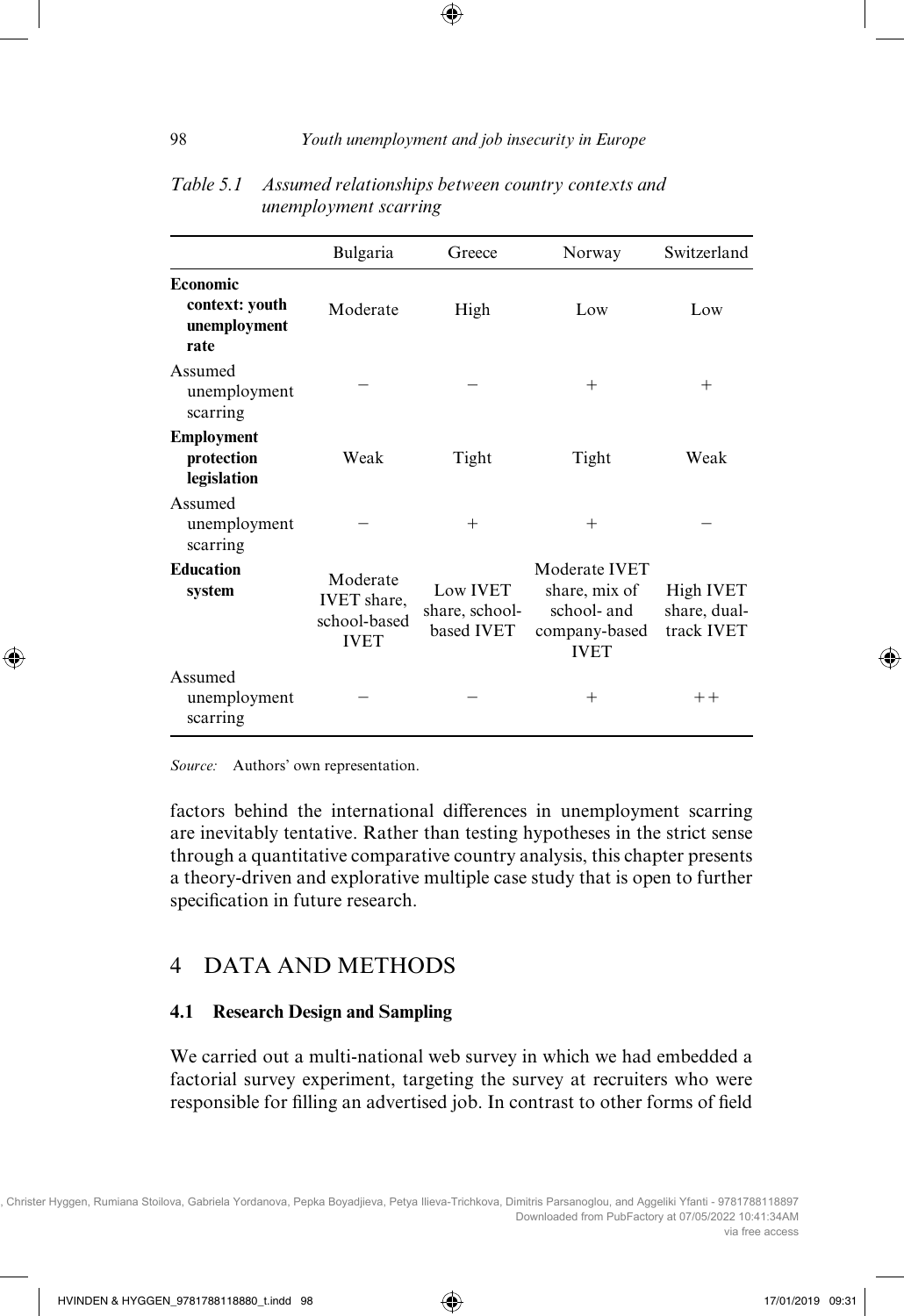*Table 5.1 Assumed relationships between country contexts and unemployment scarring*

| | Bulgaria | Greece | Norway | Switzerland |
|---|---|---|---|---|
| **Economic context: youth unemployment rate** | Moderate | High | Low | Low |
| Assumed unemployment scarring | − | − | + | + |
| **Employment protection legislation** | Weak | Tight | Tight | Weak |
| Assumed unemployment scarring | − | + | + | − |
| **Education system** | Moderate IVET share, school-based IVET | Low IVET share, school-based IVET | Moderate IVET share, mix of school- and company-based IVET | High IVET share, dual-track IVET |
| Assumed unemployment scarring | − | − | + | ++ |

*Source:* Authors' own representation.

factors behind the international differences in unemployment scarring are inevitably tentative. Rather than testing hypotheses in the strict sense through a quantitative comparative country analysis, this chapter presents a theory-driven and explorative multiple case study that is open to further specification in future research.

## 4 DATA AND METHODS

### 4.1 Research Design and Sampling

We carried out a multi-national web survey in which we had embedded a factorial survey experiment, targeting the survey at recruiters who were responsible for filling an advertised job. In contrast to other forms of field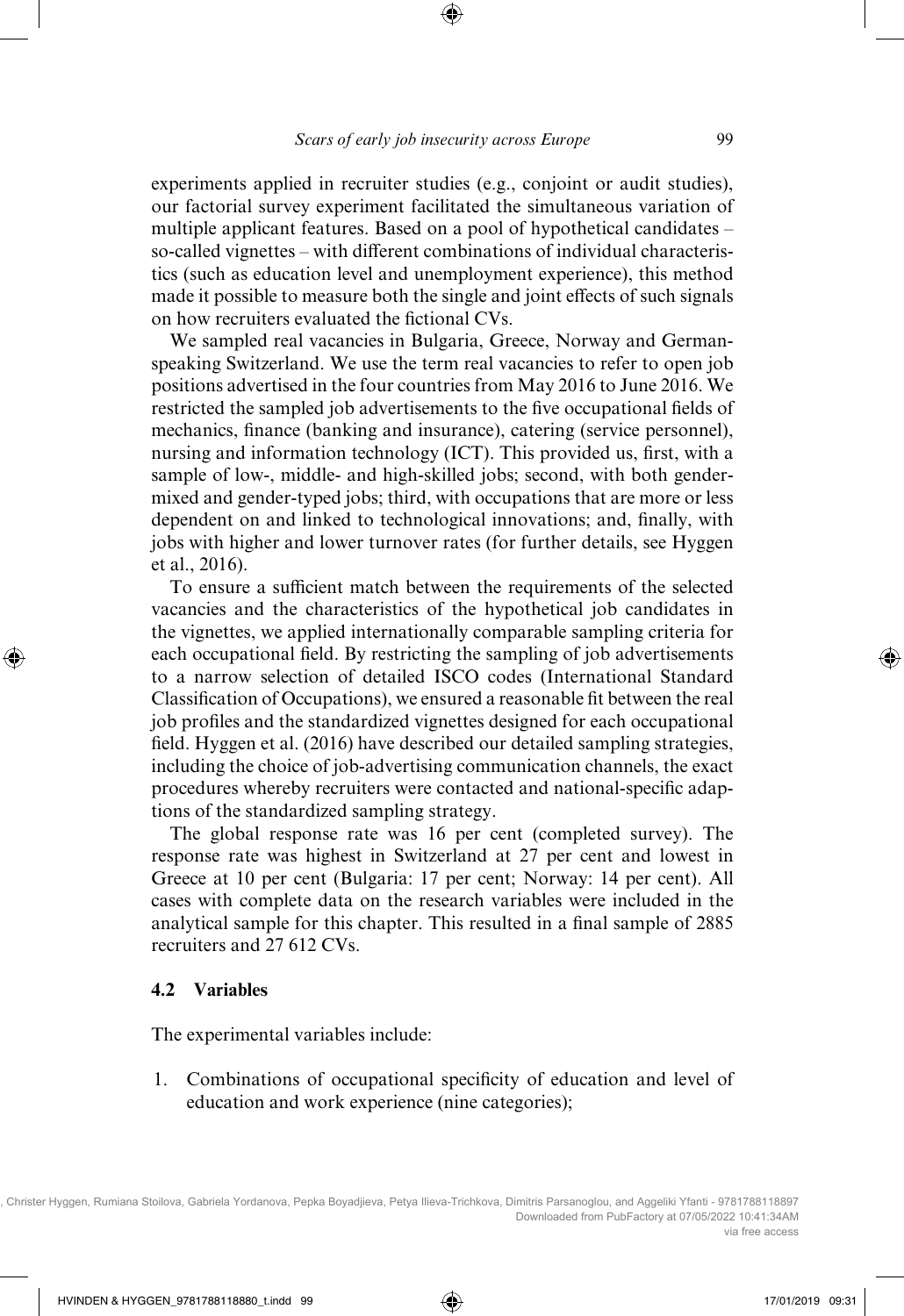experiments applied in recruiter studies (e.g., conjoint or audit studies), our factorial survey experiment facilitated the simultaneous variation of multiple applicant features. Based on a pool of hypothetical candidates – so-called vignettes – with different combinations of individual characteristics (such as education level and unemployment experience), this method made it possible to measure both the single and joint effects of such signals on how recruiters evaluated the fictional CVs.

We sampled real vacancies in Bulgaria, Greece, Norway and German-speaking Switzerland. We use the term real vacancies to refer to open job positions advertised in the four countries from May 2016 to June 2016. We restricted the sampled job advertisements to the five occupational fields of mechanics, finance (banking and insurance), catering (service personnel), nursing and information technology (ICT). This provided us, first, with a sample of low-, middle- and high-skilled jobs; second, with both gender-mixed and gender-typed jobs; third, with occupations that are more or less dependent on and linked to technological innovations; and, finally, with jobs with higher and lower turnover rates (for further details, see Hyggen et al., 2016).

To ensure a sufficient match between the requirements of the selected vacancies and the characteristics of the hypothetical job candidates in the vignettes, we applied internationally comparable sampling criteria for each occupational field. By restricting the sampling of job advertisements to a narrow selection of detailed ISCO codes (International Standard Classification of Occupations), we ensured a reasonable fit between the real job profiles and the standardized vignettes designed for each occupational field. Hyggen et al. (2016) have described our detailed sampling strategies, including the choice of job-advertising communication channels, the exact procedures whereby recruiters were contacted and national-specific adaptions of the standardized sampling strategy.

The global response rate was 16 per cent (completed survey). The response rate was highest in Switzerland at 27 per cent and lowest in Greece at 10 per cent (Bulgaria: 17 per cent; Norway: 14 per cent). All cases with complete data on the research variables were included in the analytical sample for this chapter. This resulted in a final sample of 2885 recruiters and 27 612 CVs.

### 4.2 Variables

The experimental variables include:

1. Combinations of occupational specificity of education and level of education and work experience (nine categories);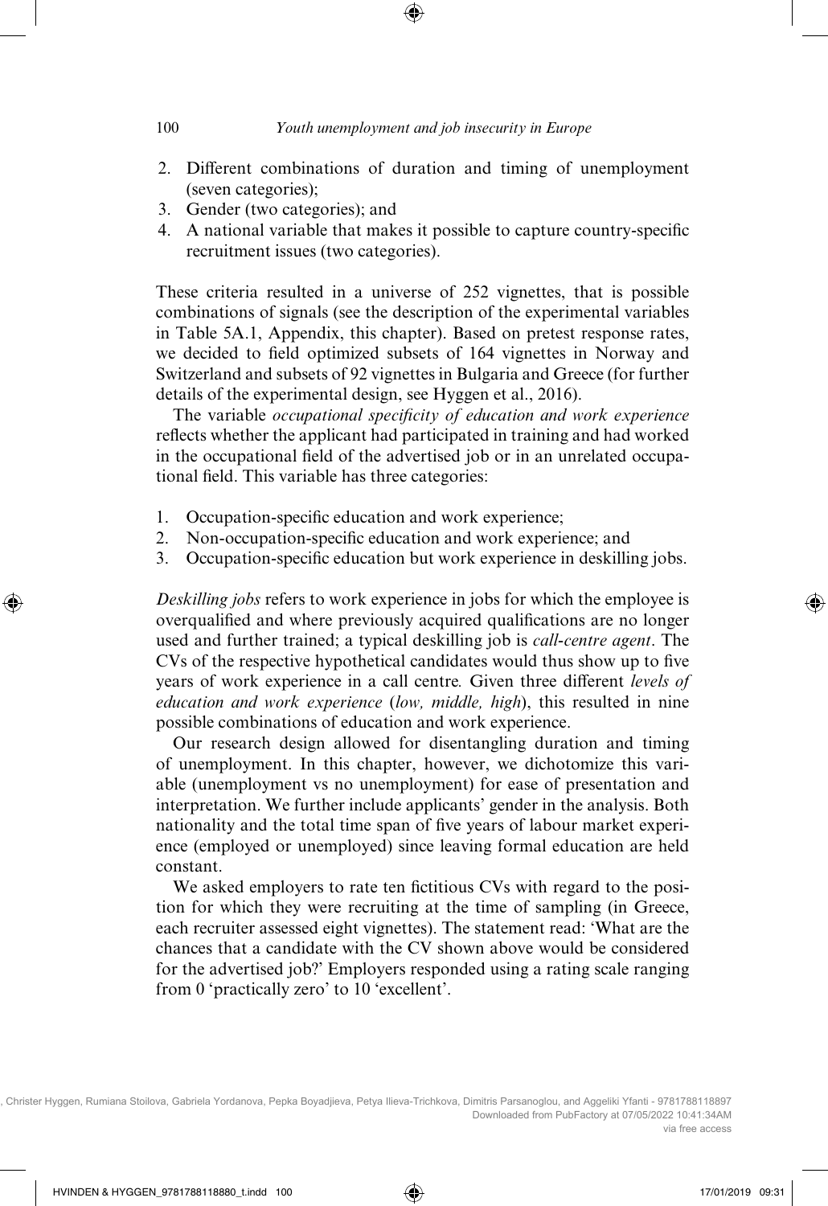2. Different combinations of duration and timing of unemployment (seven categories);
3. Gender (two categories); and
4. A national variable that makes it possible to capture country-specific recruitment issues (two categories).

These criteria resulted in a universe of 252 vignettes, that is possible combinations of signals (see the description of the experimental variables in Table 5A.1, Appendix, this chapter). Based on pretest response rates, we decided to field optimized subsets of 164 vignettes in Norway and Switzerland and subsets of 92 vignettes in Bulgaria and Greece (for further details of the experimental design, see Hyggen et al., 2016).

The variable *occupational specificity of education and work experience* reflects whether the applicant had participated in training and had worked in the occupational field of the advertised job or in an unrelated occupational field. This variable has three categories:

1. Occupation-specific education and work experience;
2. Non-occupation-specific education and work experience; and
3. Occupation-specific education but work experience in deskilling jobs.

*Deskilling jobs* refers to work experience in jobs for which the employee is overqualified and where previously acquired qualifications are no longer used and further trained; a typical deskilling job is *call-centre agent*. The CVs of the respective hypothetical candidates would thus show up to five years of work experience in a call centre. Given three different *levels of education and work experience* (*low, middle, high*), this resulted in nine possible combinations of education and work experience.

Our research design allowed for disentangling duration and timing of unemployment. In this chapter, however, we dichotomize this variable (unemployment vs no unemployment) for ease of presentation and interpretation. We further include applicants' gender in the analysis. Both nationality and the total time span of five years of labour market experience (employed or unemployed) since leaving formal education are held constant.

We asked employers to rate ten fictitious CVs with regard to the position for which they were recruiting at the time of sampling (in Greece, each recruiter assessed eight vignettes). The statement read: 'What are the chances that a candidate with the CV shown above would be considered for the advertised job?' Employers responded using a rating scale ranging from 0 'practically zero' to 10 'excellent'.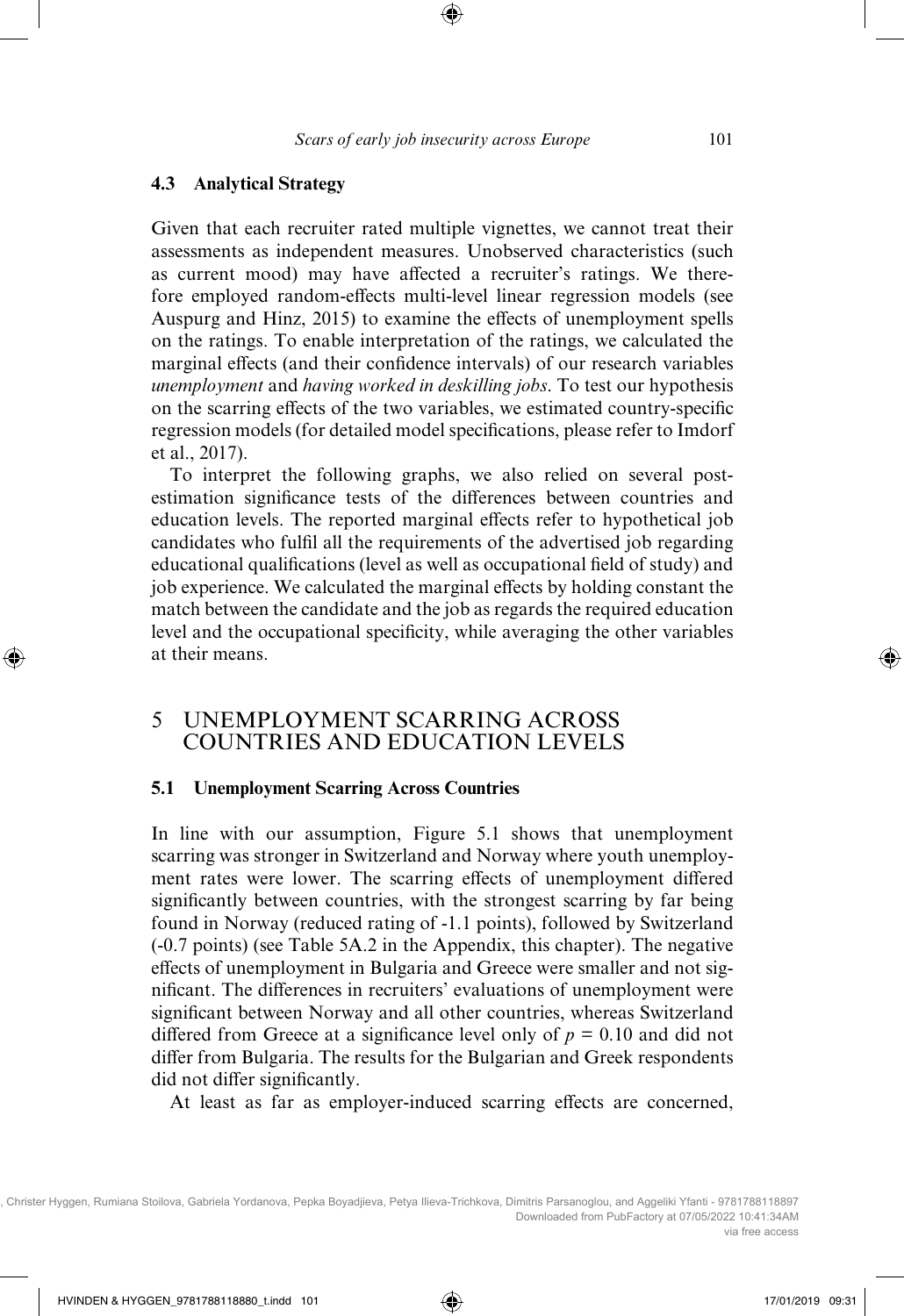### 4.3 Analytical Strategy

Given that each recruiter rated multiple vignettes, we cannot treat their assessments as independent measures. Unobserved characteristics (such as current mood) may have affected a recruiter's ratings. We therefore employed random-effects multi-level linear regression models (see Auspurg and Hinz, 2015) to examine the effects of unemployment spells on the ratings. To enable interpretation of the ratings, we calculated the marginal effects (and their confidence intervals) of our research variables *unemployment* and *having worked in deskilling jobs*. To test our hypothesis on the scarring effects of the two variables, we estimated country-specific regression models (for detailed model specifications, please refer to Imdorf et al., 2017).

To interpret the following graphs, we also relied on several post-estimation significance tests of the differences between countries and education levels. The reported marginal effects refer to hypothetical job candidates who fulfil all the requirements of the advertised job regarding educational qualifications (level as well as occupational field of study) and job experience. We calculated the marginal effects by holding constant the match between the candidate and the job as regards the required education level and the occupational specificity, while averaging the other variables at their means.

## 5 UNEMPLOYMENT SCARRING ACROSS COUNTRIES AND EDUCATION LEVELS

### 5.1 Unemployment Scarring Across Countries

In line with our assumption, Figure 5.1 shows that unemployment scarring was stronger in Switzerland and Norway where youth unemployment rates were lower. The scarring effects of unemployment differed significantly between countries, with the strongest scarring by far being found in Norway (reduced rating of -1.1 points), followed by Switzerland (-0.7 points) (see Table 5A.2 in the Appendix, this chapter). The negative effects of unemployment in Bulgaria and Greece were smaller and not significant. The differences in recruiters' evaluations of unemployment were significant between Norway and all other countries, whereas Switzerland differed from Greece at a significance level only of $p = 0.10$ and did not differ from Bulgaria. The results for the Bulgarian and Greek respondents did not differ significantly.

At least as far as employer-induced scarring effects are concerned,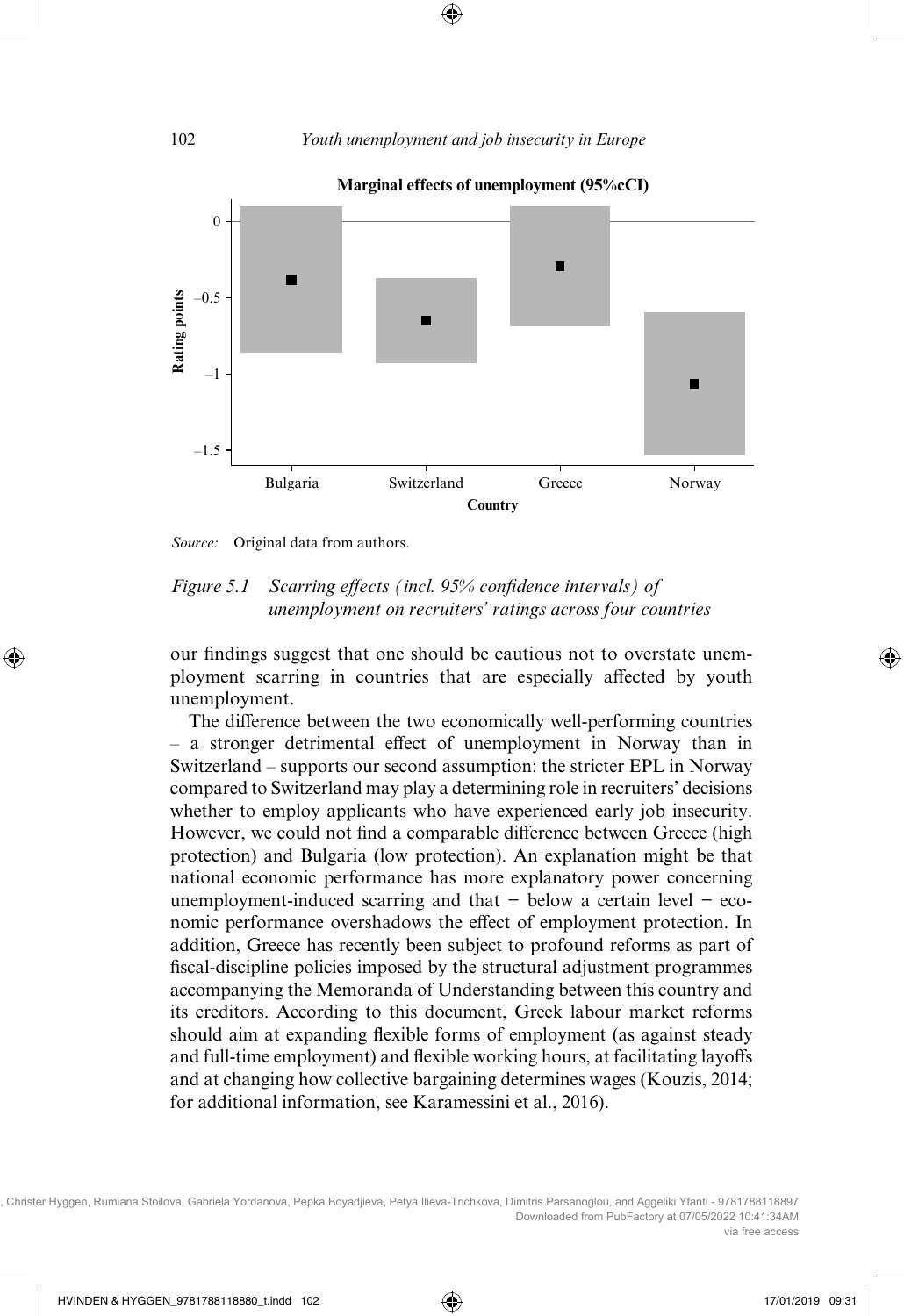Marginal effects of unemployment (95%cCI)

*Source:* Original data from authors.

*Figure 5.1 Scarring effects (incl. 95% confidence intervals) of unemployment on recruiters' ratings across four countries*

our findings suggest that one should be cautious not to overstate unemployment scarring in countries that are especially affected by youth unemployment.

The difference between the two economically well-performing countries – a stronger detrimental effect of unemployment in Norway than in Switzerland – supports our second assumption: the stricter EPL in Norway compared to Switzerland may play a determining role in recruiters' decisions whether to employ applicants who have experienced early job insecurity. However, we could not find a comparable difference between Greece (high protection) and Bulgaria (low protection). An explanation might be that national economic performance has more explanatory power concerning unemployment-induced scarring and that − below a certain level − economic performance overshadows the effect of employment protection. In addition, Greece has recently been subject to profound reforms as part of fiscal-discipline policies imposed by the structural adjustment programmes accompanying the Memoranda of Understanding between this country and its creditors. According to this document, Greek labour market reforms should aim at expanding flexible forms of employment (as against steady and full-time employment) and flexible working hours, at facilitating layoffs and at changing how collective bargaining determines wages (Kouzis, 2014; for additional information, see Karamessini et al., 2016).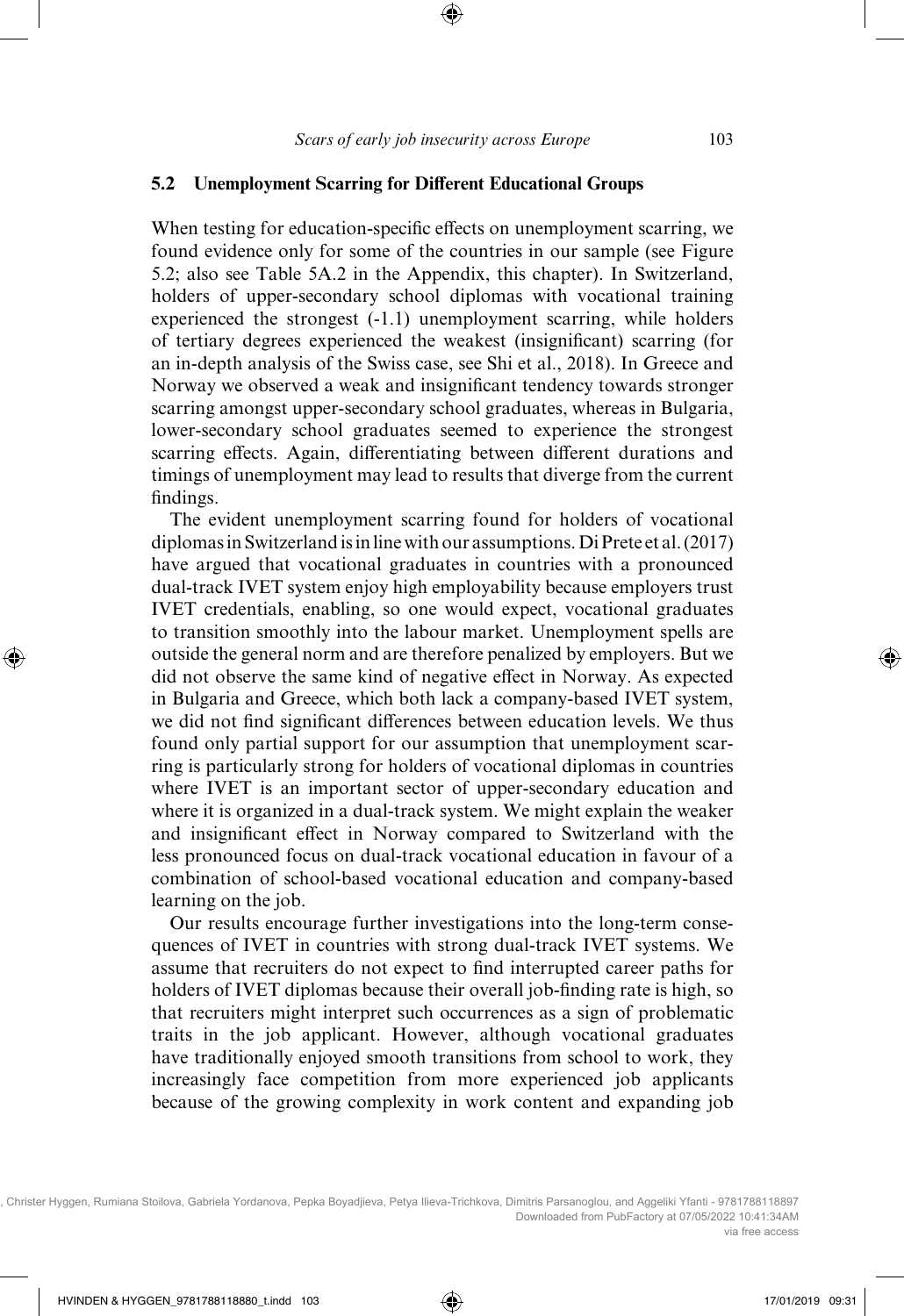## 5.2 Unemployment Scarring for Different Educational Groups

When testing for education-specific effects on unemployment scarring, we found evidence only for some of the countries in our sample (see Figure 5.2; also see Table 5A.2 in the Appendix, this chapter). In Switzerland, holders of upper-secondary school diplomas with vocational training experienced the strongest (-1.1) unemployment scarring, while holders of tertiary degrees experienced the weakest (insignificant) scarring (for an in-depth analysis of the Swiss case, see Shi et al., 2018). In Greece and Norway we observed a weak and insignificant tendency towards stronger scarring amongst upper-secondary school graduates, whereas in Bulgaria, lower-secondary school graduates seemed to experience the strongest scarring effects. Again, differentiating between different durations and timings of unemployment may lead to results that diverge from the current findings.

The evident unemployment scarring found for holders of vocational diplomas in Switzerland is in line with our assumptions. Di Prete et al. (2017) have argued that vocational graduates in countries with a pronounced dual-track IVET system enjoy high employability because employers trust IVET credentials, enabling, so one would expect, vocational graduates to transition smoothly into the labour market. Unemployment spells are outside the general norm and are therefore penalized by employers. But we did not observe the same kind of negative effect in Norway. As expected in Bulgaria and Greece, which both lack a company-based IVET system, we did not find significant differences between education levels. We thus found only partial support for our assumption that unemployment scarring is particularly strong for holders of vocational diplomas in countries where IVET is an important sector of upper-secondary education and where it is organized in a dual-track system. We might explain the weaker and insignificant effect in Norway compared to Switzerland with the less pronounced focus on dual-track vocational education in favour of a combination of school-based vocational education and company-based learning on the job.

Our results encourage further investigations into the long-term consequences of IVET in countries with strong dual-track IVET systems. We assume that recruiters do not expect to find interrupted career paths for holders of IVET diplomas because their overall job-finding rate is high, so that recruiters might interpret such occurrences as a sign of problematic traits in the job applicant. However, although vocational graduates have traditionally enjoyed smooth transitions from school to work, they increasingly face competition from more experienced job applicants because of the growing complexity in work content and expanding job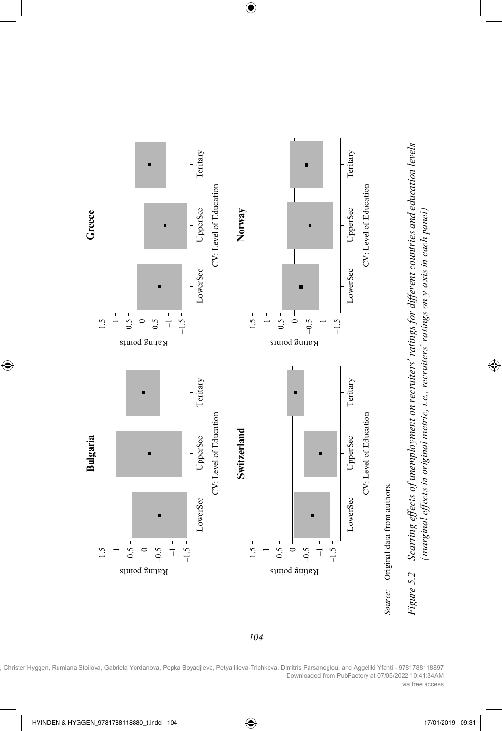*Source:* Original data from authors.

*Figure 5.2 Scarring effects of unemployment on recruiters' ratings for different countries and education levels (marginal effects in original metric, i.e., recruiters' ratings on y-axis in each panel)*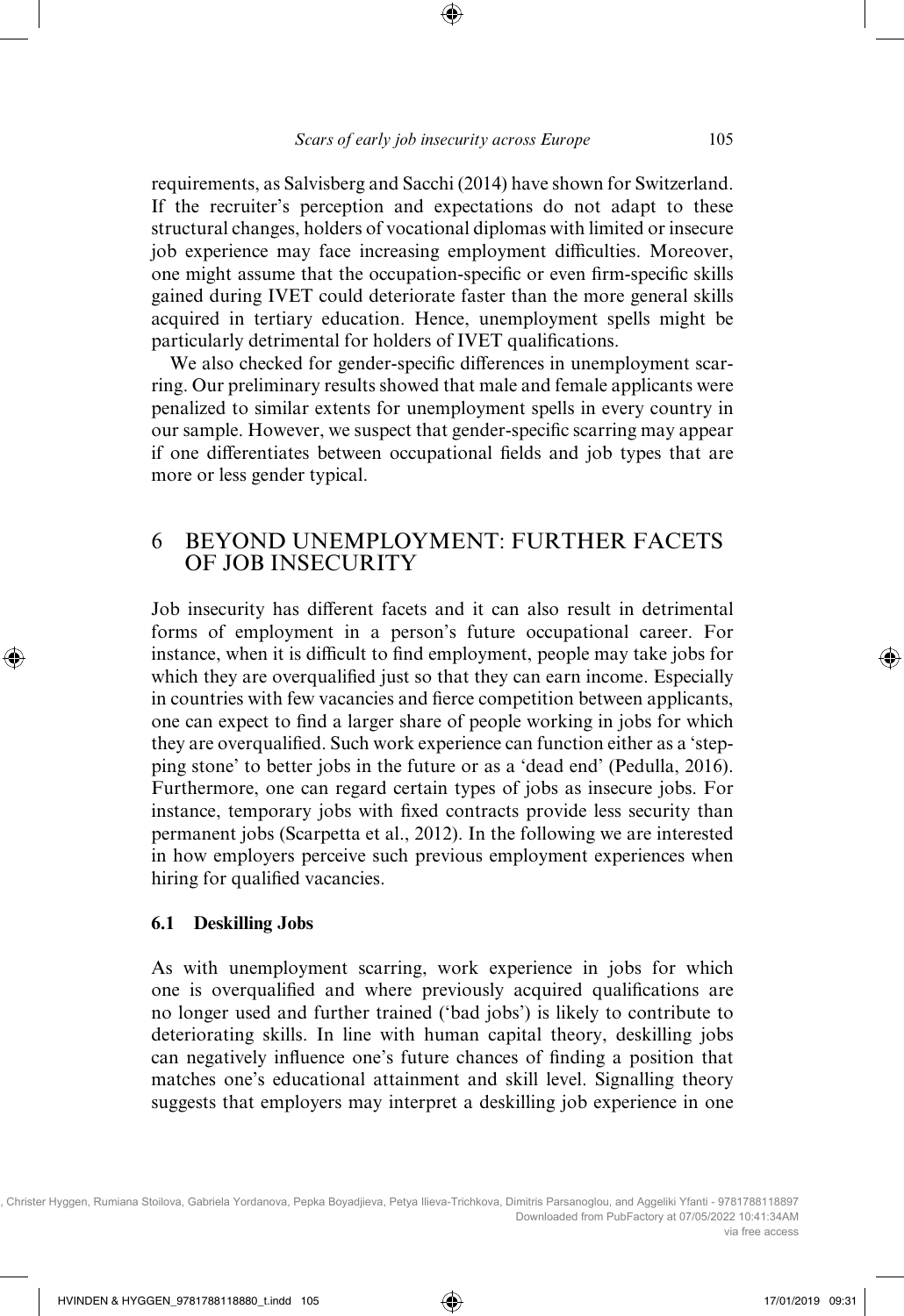requirements, as Salvisberg and Sacchi (2014) have shown for Switzerland. If the recruiter's perception and expectations do not adapt to these structural changes, holders of vocational diplomas with limited or insecure job experience may face increasing employment difficulties. Moreover, one might assume that the occupation-specific or even firm-specific skills gained during IVET could deteriorate faster than the more general skills acquired in tertiary education. Hence, unemployment spells might be particularly detrimental for holders of IVET qualifications.

We also checked for gender-specific differences in unemployment scarring. Our preliminary results showed that male and female applicants were penalized to similar extents for unemployment spells in every country in our sample. However, we suspect that gender-specific scarring may appear if one differentiates between occupational fields and job types that are more or less gender typical.

## 6 BEYOND UNEMPLOYMENT: FURTHER FACETS OF JOB INSECURITY

Job insecurity has different facets and it can also result in detrimental forms of employment in a person's future occupational career. For instance, when it is difficult to find employment, people may take jobs for which they are overqualified just so that they can earn income. Especially in countries with few vacancies and fierce competition between applicants, one can expect to find a larger share of people working in jobs for which they are overqualified. Such work experience can function either as a 'stepping stone' to better jobs in the future or as a 'dead end' (Pedulla, 2016). Furthermore, one can regard certain types of jobs as insecure jobs. For instance, temporary jobs with fixed contracts provide less security than permanent jobs (Scarpetta et al., 2012). In the following we are interested in how employers perceive such previous employment experiences when hiring for qualified vacancies.

### 6.1 Deskilling Jobs

As with unemployment scarring, work experience in jobs for which one is overqualified and where previously acquired qualifications are no longer used and further trained ('bad jobs') is likely to contribute to deteriorating skills. In line with human capital theory, deskilling jobs can negatively influence one's future chances of finding a position that matches one's educational attainment and skill level. Signalling theory suggests that employers may interpret a deskilling job experience in one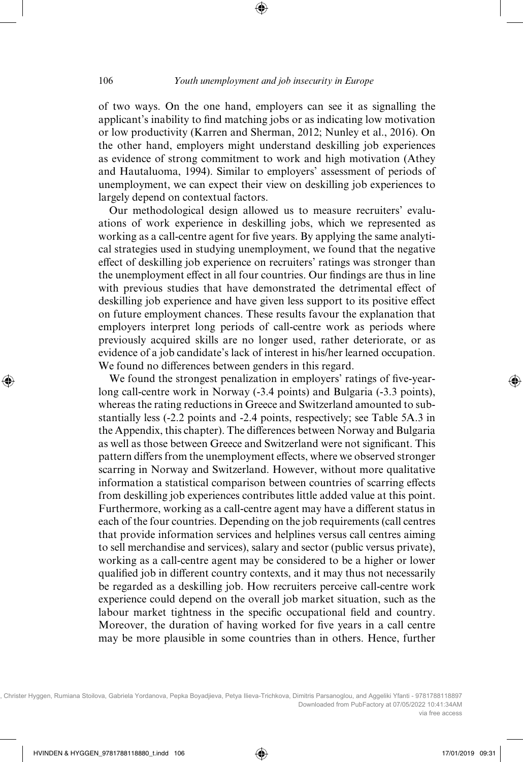of two ways. On the one hand, employers can see it as signalling the applicant's inability to find matching jobs or as indicating low motivation or low productivity (Karren and Sherman, 2012; Nunley et al., 2016). On the other hand, employers might understand deskilling job experiences as evidence of strong commitment to work and high motivation (Athey and Hautaluoma, 1994). Similar to employers' assessment of periods of unemployment, we can expect their view on deskilling job experiences to largely depend on contextual factors.

Our methodological design allowed us to measure recruiters' evaluations of work experience in deskilling jobs, which we represented as working as a call-centre agent for five years. By applying the same analytical strategies used in studying unemployment, we found that the negative effect of deskilling job experience on recruiters' ratings was stronger than the unemployment effect in all four countries. Our findings are thus in line with previous studies that have demonstrated the detrimental effect of deskilling job experience and have given less support to its positive effect on future employment chances. These results favour the explanation that employers interpret long periods of call-centre work as periods where previously acquired skills are no longer used, rather deteriorate, or as evidence of a job candidate's lack of interest in his/her learned occupation. We found no differences between genders in this regard.

We found the strongest penalization in employers' ratings of five-year-long call-centre work in Norway (-3.4 points) and Bulgaria (-3.3 points), whereas the rating reductions in Greece and Switzerland amounted to substantially less (-2.2 points and -2.4 points, respectively; see Table 5A.3 in the Appendix, this chapter). The differences between Norway and Bulgaria as well as those between Greece and Switzerland were not significant. This pattern differs from the unemployment effects, where we observed stronger scarring in Norway and Switzerland. However, without more qualitative information a statistical comparison between countries of scarring effects from deskilling job experiences contributes little added value at this point. Furthermore, working as a call-centre agent may have a different status in each of the four countries. Depending on the job requirements (call centres that provide information services and helplines versus call centres aiming to sell merchandise and services), salary and sector (public versus private), working as a call-centre agent may be considered to be a higher or lower qualified job in different country contexts, and it may thus not necessarily be regarded as a deskilling job. How recruiters perceive call-centre work experience could depend on the overall job market situation, such as the labour market tightness in the specific occupational field and country. Moreover, the duration of having worked for five years in a call centre may be more plausible in some countries than in others. Hence, further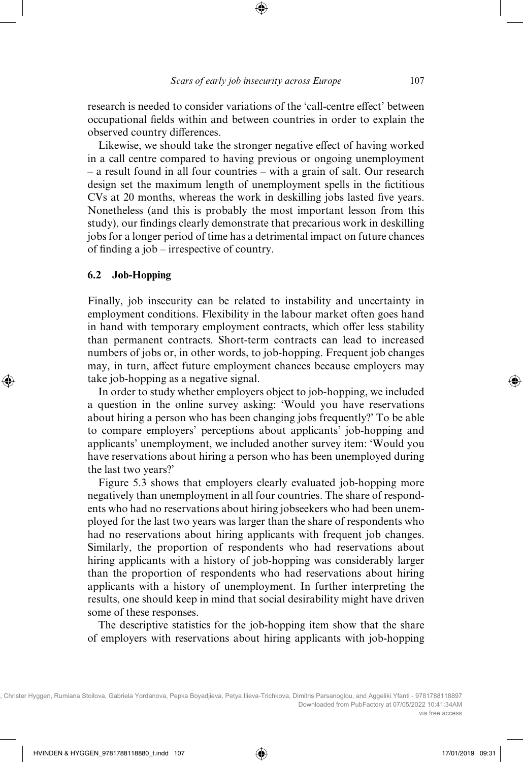research is needed to consider variations of the 'call-centre effect' between occupational fields within and between countries in order to explain the observed country differences.

Likewise, we should take the stronger negative effect of having worked in a call centre compared to having previous or ongoing unemployment – a result found in all four countries – with a grain of salt. Our research design set the maximum length of unemployment spells in the fictitious CVs at 20 months, whereas the work in deskilling jobs lasted five years. Nonetheless (and this is probably the most important lesson from this study), our findings clearly demonstrate that precarious work in deskilling jobs for a longer period of time has a detrimental impact on future chances of finding a job – irrespective of country.

### 6.2 Job-Hopping

Finally, job insecurity can be related to instability and uncertainty in employment conditions. Flexibility in the labour market often goes hand in hand with temporary employment contracts, which offer less stability than permanent contracts. Short-term contracts can lead to increased numbers of jobs or, in other words, to job-hopping. Frequent job changes may, in turn, affect future employment chances because employers may take job-hopping as a negative signal.

In order to study whether employers object to job-hopping, we included a question in the online survey asking: 'Would you have reservations about hiring a person who has been changing jobs frequently?' To be able to compare employers' perceptions about applicants' job-hopping and applicants' unemployment, we included another survey item: 'Would you have reservations about hiring a person who has been unemployed during the last two years?'

Figure 5.3 shows that employers clearly evaluated job-hopping more negatively than unemployment in all four countries. The share of respondents who had no reservations about hiring jobseekers who had been unemployed for the last two years was larger than the share of respondents who had no reservations about hiring applicants with frequent job changes. Similarly, the proportion of respondents who had reservations about hiring applicants with a history of job-hopping was considerably larger than the proportion of respondents who had reservations about hiring applicants with a history of unemployment. In further interpreting the results, one should keep in mind that social desirability might have driven some of these responses.

The descriptive statistics for the job-hopping item show that the share of employers with reservations about hiring applicants with job-hopping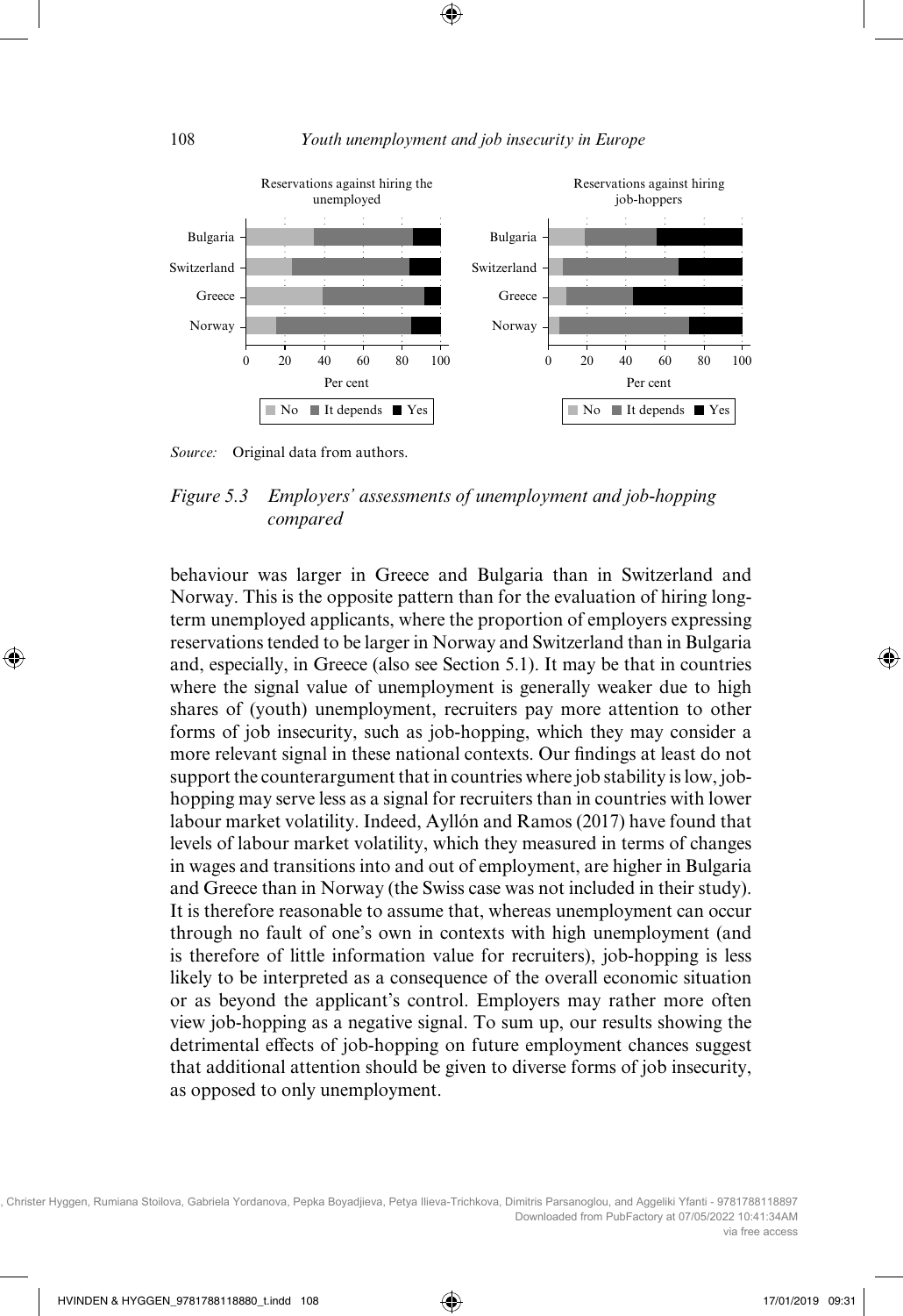Reservations against hiring the unemployed

Reservations against hiring job-hoppers

*Source:* Original data from authors.

*Figure 5.3 Employers' assessments of unemployment and job-hopping compared*

behaviour was larger in Greece and Bulgaria than in Switzerland and Norway. This is the opposite pattern than for the evaluation of hiring long-term unemployed applicants, where the proportion of employers expressing reservations tended to be larger in Norway and Switzerland than in Bulgaria and, especially, in Greece (also see Section 5.1). It may be that in countries where the signal value of unemployment is generally weaker due to high shares of (youth) unemployment, recruiters pay more attention to other forms of job insecurity, such as job-hopping, which they may consider a more relevant signal in these national contexts. Our findings at least do not support the counterargument that in countries where job stability is low, job-hopping may serve less as a signal for recruiters than in countries with lower labour market volatility. Indeed, Ayllón and Ramos (2017) have found that levels of labour market volatility, which they measured in terms of changes in wages and transitions into and out of employment, are higher in Bulgaria and Greece than in Norway (the Swiss case was not included in their study). It is therefore reasonable to assume that, whereas unemployment can occur through no fault of one's own in contexts with high unemployment (and is therefore of little information value for recruiters), job-hopping is less likely to be interpreted as a consequence of the overall economic situation or as beyond the applicant's control. Employers may rather more often view job-hopping as a negative signal. To sum up, our results showing the detrimental effects of job-hopping on future employment chances suggest that additional attention should be given to diverse forms of job insecurity, as opposed to only unemployment.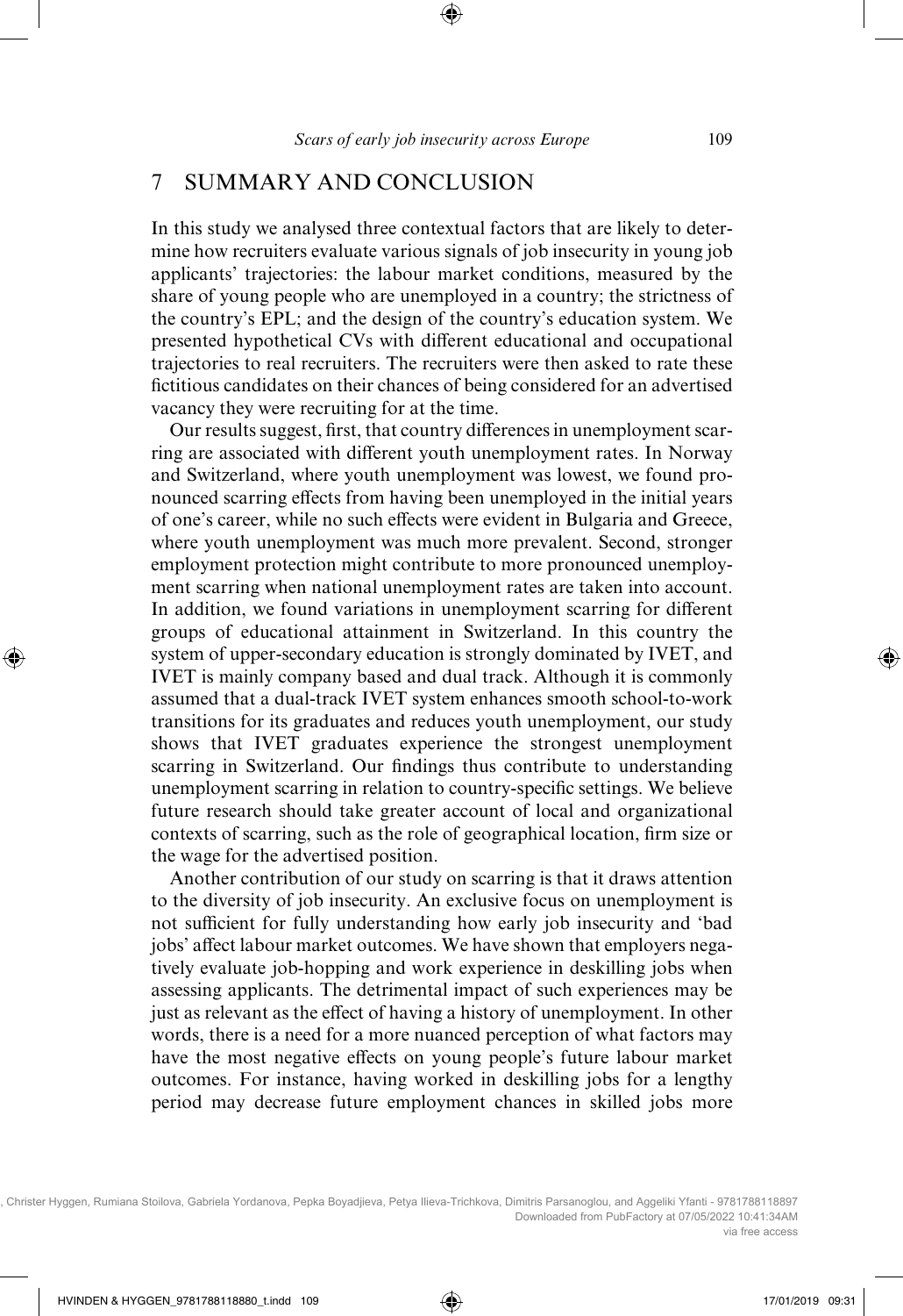## 7 SUMMARY AND CONCLUSION

In this study we analysed three contextual factors that are likely to determine how recruiters evaluate various signals of job insecurity in young job applicants' trajectories: the labour market conditions, measured by the share of young people who are unemployed in a country; the strictness of the country's EPL; and the design of the country's education system. We presented hypothetical CVs with different educational and occupational trajectories to real recruiters. The recruiters were then asked to rate these fictitious candidates on their chances of being considered for an advertised vacancy they were recruiting for at the time.

Our results suggest, first, that country differences in unemployment scarring are associated with different youth unemployment rates. In Norway and Switzerland, where youth unemployment was lowest, we found pronounced scarring effects from having been unemployed in the initial years of one's career, while no such effects were evident in Bulgaria and Greece, where youth unemployment was much more prevalent. Second, stronger employment protection might contribute to more pronounced unemployment scarring when national unemployment rates are taken into account. In addition, we found variations in unemployment scarring for different groups of educational attainment in Switzerland. In this country the system of upper-secondary education is strongly dominated by IVET, and IVET is mainly company based and dual track. Although it is commonly assumed that a dual-track IVET system enhances smooth school-to-work transitions for its graduates and reduces youth unemployment, our study shows that IVET graduates experience the strongest unemployment scarring in Switzerland. Our findings thus contribute to understanding unemployment scarring in relation to country-specific settings. We believe future research should take greater account of local and organizational contexts of scarring, such as the role of geographical location, firm size or the wage for the advertised position.

Another contribution of our study on scarring is that it draws attention to the diversity of job insecurity. An exclusive focus on unemployment is not sufficient for fully understanding how early job insecurity and 'bad jobs' affect labour market outcomes. We have shown that employers negatively evaluate job-hopping and work experience in deskilling jobs when assessing applicants. The detrimental impact of such experiences may be just as relevant as the effect of having a history of unemployment. In other words, there is a need for a more nuanced perception of what factors may have the most negative effects on young people's future labour market outcomes. For instance, having worked in deskilling jobs for a lengthy period may decrease future employment chances in skilled jobs more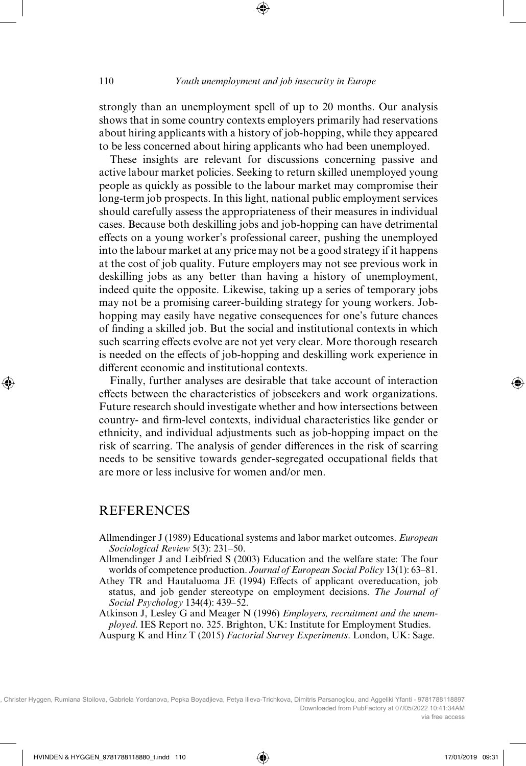strongly than an unemployment spell of up to 20 months. Our analysis shows that in some country contexts employers primarily had reservations about hiring applicants with a history of job-hopping, while they appeared to be less concerned about hiring applicants who had been unemployed.

These insights are relevant for discussions concerning passive and active labour market policies. Seeking to return skilled unemployed young people as quickly as possible to the labour market may compromise their long-term job prospects. In this light, national public employment services should carefully assess the appropriateness of their measures in individual cases. Because both deskilling jobs and job-hopping can have detrimental effects on a young worker's professional career, pushing the unemployed into the labour market at any price may not be a good strategy if it happens at the cost of job quality. Future employers may not see previous work in deskilling jobs as any better than having a history of unemployment, indeed quite the opposite. Likewise, taking up a series of temporary jobs may not be a promising career-building strategy for young workers. Job-hopping may easily have negative consequences for one's future chances of finding a skilled job. But the social and institutional contexts in which such scarring effects evolve are not yet very clear. More thorough research is needed on the effects of job-hopping and deskilling work experience in different economic and institutional contexts.

Finally, further analyses are desirable that take account of interaction effects between the characteristics of jobseekers and work organizations. Future research should investigate whether and how intersections between country- and firm-level contexts, individual characteristics like gender or ethnicity, and individual adjustments such as job-hopping impact on the risk of scarring. The analysis of gender differences in the risk of scarring needs to be sensitive towards gender-segregated occupational fields that are more or less inclusive for women and/or men.

## REFERENCES

Allmendinger J (1989) Educational systems and labor market outcomes. *European Sociological Review* 5(3): 231–50.

Allmendinger J and Leibfried S (2003) Education and the welfare state: The four worlds of competence production. *Journal of European Social Policy* 13(1): 63–81.

Athey TR and Hautaluoma JE (1994) Effects of applicant overeducation, job status, and job gender stereotype on employment decisions. *The Journal of Social Psychology* 134(4): 439–52.

Atkinson J, Lesley G and Meager N (1996) *Employers, recruitment and the unemployed*. IES Report no. 325. Brighton, UK: Institute for Employment Studies.

Auspurg K and Hinz T (2015) *Factorial Survey Experiments*. London, UK: Sage.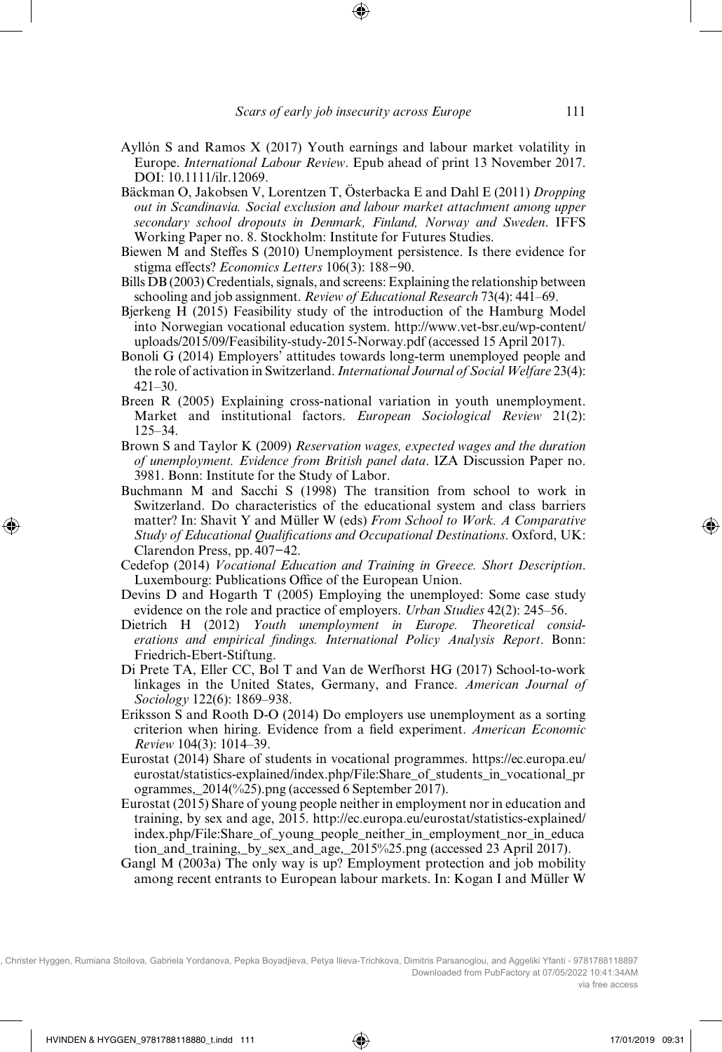Ayllón S and Ramos X (2017) Youth earnings and labour market volatility in Europe. *International Labour Review*. Epub ahead of print 13 November 2017. DOI: 10.1111/ilr.12069.

Bäckman O, Jakobsen V, Lorentzen T, Österbacka E and Dahl E (2011) *Dropping out in Scandinavia. Social exclusion and labour market attachment among upper secondary school dropouts in Denmark, Finland, Norway and Sweden*. IFFS Working Paper no. 8. Stockholm: Institute for Futures Studies.

Biewen M and Steffes S (2010) Unemployment persistence. Is there evidence for stigma effects? *Economics Letters* 106(3): 188–90.

Bills DB (2003) Credentials, signals, and screens: Explaining the relationship between schooling and job assignment. *Review of Educational Research* 73(4): 441–69.

Bjerkeng H (2015) Feasibility study of the introduction of the Hamburg Model into Norwegian vocational education system. http://www.vet-bsr.eu/wp-content/uploads/2015/09/Feasibility-study-2015-Norway.pdf (accessed 15 April 2017).

Bonoli G (2014) Employers' attitudes towards long-term unemployed people and the role of activation in Switzerland. *International Journal of Social Welfare* 23(4): 421–30.

Breen R (2005) Explaining cross-national variation in youth unemployment. Market and institutional factors. *European Sociological Review* 21(2): 125–34.

Brown S and Taylor K (2009) *Reservation wages, expected wages and the duration of unemployment. Evidence from British panel data*. IZA Discussion Paper no. 3981. Bonn: Institute for the Study of Labor.

Buchmann M and Sacchi S (1998) The transition from school to work in Switzerland. Do characteristics of the educational system and class barriers matter? In: Shavit Y and Müller W (eds) *From School to Work. A Comparative Study of Educational Qualifications and Occupational Destinations*. Oxford, UK: Clarendon Press, pp. 407–42.

Cedefop (2014) *Vocational Education and Training in Greece. Short Description*. Luxembourg: Publications Office of the European Union.

Devins D and Hogarth T (2005) Employing the unemployed: Some case study evidence on the role and practice of employers. *Urban Studies* 42(2): 245–56.

Dietrich H (2012) *Youth unemployment in Europe. Theoretical considerations and empirical findings. International Policy Analysis Report*. Bonn: Friedrich-Ebert-Stiftung.

Di Prete TA, Eller CC, Bol T and Van de Werfhorst HG (2017) School-to-work linkages in the United States, Germany, and France. *American Journal of Sociology* 122(6): 1869–938.

Eriksson S and Rooth D-O (2014) Do employers use unemployment as a sorting criterion when hiring. Evidence from a field experiment. *American Economic Review* 104(3): 1014–39.

Eurostat (2014) Share of students in vocational programmes. https://ec.europa.eu/eurostat/statistics-explained/index.php/File:Share_of_students_in_vocational_programmes,_2014(%25).png (accessed 6 September 2017).

Eurostat (2015) Share of young people neither in employment nor in education and training, by sex and age, 2015. http://ec.europa.eu/eurostat/statistics-explained/index.php/File:Share_of_young_people_neither_in_employment_nor_in_education_and_training,_by_sex_and_age,_2015%25.png (accessed 23 April 2017).

Gangl M (2003a) The only way is up? Employment protection and job mobility among recent entrants to European labour markets. In: Kogan I and Müller W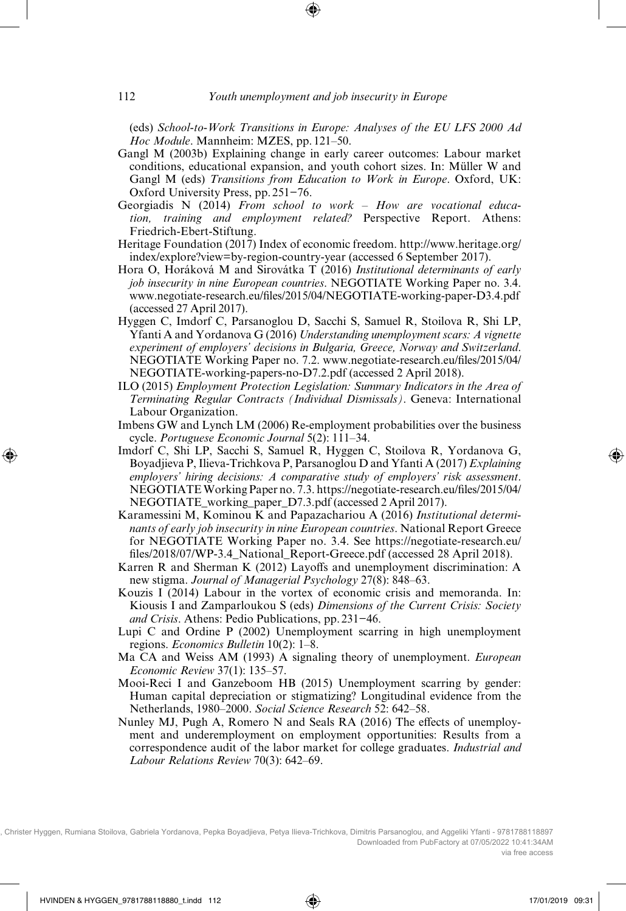(eds) *School-to-Work Transitions in Europe: Analyses of the EU LFS 2000 Ad Hoc Module*. Mannheim: MZES, pp. 121–50.

Gangl M (2003b) Explaining change in early career outcomes: Labour market conditions, educational expansion, and youth cohort sizes. In: Müller W and Gangl M (eds) *Transitions from Education to Work in Europe*. Oxford, UK: Oxford University Press, pp. 251−76.

Georgiadis N (2014) *From school to work – How are vocational education, training and employment related?* Perspective Report. Athens: Friedrich-Ebert-Stiftung.

Heritage Foundation (2017) Index of economic freedom. http://www.heritage.org/index/explore?view=by-region-country-year (accessed 6 September 2017).

Hora O, Horáková M and Sirovátka T (2016) *Institutional determinants of early job insecurity in nine European countries*. NEGOTIATE Working Paper no. 3.4. www.negotiate-research.eu/files/2015/04/NEGOTIATE-working-paper-D3.4.pdf (accessed 27 April 2017).

Hyggen C, Imdorf C, Parsanoglou D, Sacchi S, Samuel R, Stoilova R, Shi LP, Yfanti A and Yordanova G (2016) *Understanding unemployment scars: A vignette experiment of employers' decisions in Bulgaria, Greece, Norway and Switzerland*. NEGOTIATE Working Paper no. 7.2. www.negotiate-research.eu/files/2015/04/NEGOTIATE-working-papers-no-D7.2.pdf (accessed 2 April 2018).

ILO (2015) *Employment Protection Legislation: Summary Indicators in the Area of Terminating Regular Contracts (Individual Dismissals)*. Geneva: International Labour Organization.

Imbens GW and Lynch LM (2006) Re-employment probabilities over the business cycle. *Portuguese Economic Journal* 5(2): 111–34.

Imdorf C, Shi LP, Sacchi S, Samuel R, Hyggen C, Stoilova R, Yordanova G, Boyadjieva P, Ilieva-Trichkova P, Parsanoglou D and Yfanti A (2017) *Explaining employers' hiring decisions: A comparative study of employers' risk assessment*. NEGOTIATE Working Paper no. 7.3. https://negotiate-research.eu/files/2015/04/NEGOTIATE_working_paper_D7.3.pdf (accessed 2 April 2017).

Karamessini M, Kominou K and Papazachariou A (2016) *Institutional determinants of early job insecurity in nine European countries*. National Report Greece for NEGOTIATE Working Paper no. 3.4. See https://negotiate-research.eu/files/2018/07/WP-3.4_National_Report-Greece.pdf (accessed 28 April 2018).

Karren R and Sherman K (2012) Layoffs and unemployment discrimination: A new stigma. *Journal of Managerial Psychology* 27(8): 848–63.

Kouzis I (2014) Labour in the vortex of economic crisis and memoranda. In: Kiousis I and Zamparloukou S (eds) *Dimensions of the Current Crisis: Society and Crisis*. Athens: Pedio Publications, pp. 231−46.

Lupi C and Ordine P (2002) Unemployment scarring in high unemployment regions. *Economics Bulletin* 10(2): 1–8.

Ma CA and Weiss AM (1993) A signaling theory of unemployment. *European Economic Review* 37(1): 135–57.

Mooi-Reci I and Ganzeboom HB (2015) Unemployment scarring by gender: Human capital depreciation or stigmatizing? Longitudinal evidence from the Netherlands, 1980–2000. *Social Science Research* 52: 642–58.

Nunley MJ, Pugh A, Romero N and Seals RA (2016) The effects of unemployment and underemployment on employment opportunities: Results from a correspondence audit of the labor market for college graduates. *Industrial and Labour Relations Review* 70(3): 642–69.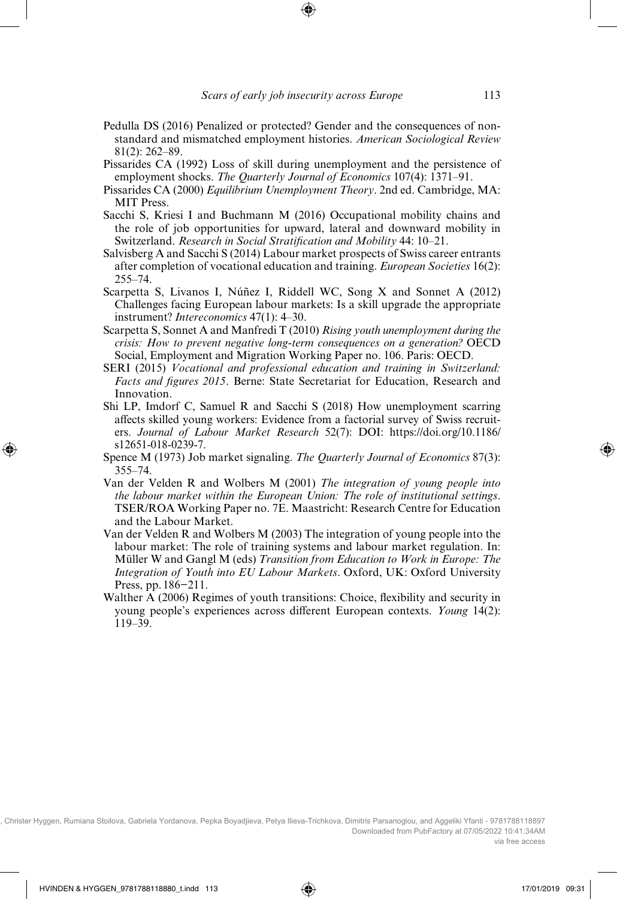Pedulla DS (2016) Penalized or protected? Gender and the consequences of nonstandard and mismatched employment histories. *American Sociological Review* 81(2): 262–89.

Pissarides CA (1992) Loss of skill during unemployment and the persistence of employment shocks. *The Quarterly Journal of Economics* 107(4): 1371–91.

Pissarides CA (2000) *Equilibrium Unemployment Theory*. 2nd ed. Cambridge, MA: MIT Press.

Sacchi S, Kriesi I and Buchmann M (2016) Occupational mobility chains and the role of job opportunities for upward, lateral and downward mobility in Switzerland. *Research in Social Stratification and Mobility* 44: 10–21.

Salvisberg A and Sacchi S (2014) Labour market prospects of Swiss career entrants after completion of vocational education and training. *European Societies* 16(2): 255–74.

Scarpetta S, Livanos I, Núñez I, Riddell WC, Song X and Sonnet A (2012) Challenges facing European labour markets: Is a skill upgrade the appropriate instrument? *Intereconomics* 47(1): 4–30.

Scarpetta S, Sonnet A and Manfredi T (2010) *Rising youth unemployment during the crisis: How to prevent negative long-term consequences on a generation?* OECD Social, Employment and Migration Working Paper no. 106. Paris: OECD.

SERI (2015) *Vocational and professional education and training in Switzerland: Facts and figures 2015*. Berne: State Secretariat for Education, Research and Innovation.

Shi LP, Imdorf C, Samuel R and Sacchi S (2018) How unemployment scarring affects skilled young workers: Evidence from a factorial survey of Swiss recruiters. *Journal of Labour Market Research* 52(7): DOI: https://doi.org/10.1186/s12651-018-0239-7.

Spence M (1973) Job market signaling. *The Quarterly Journal of Economics* 87(3): 355–74.

Van der Velden R and Wolbers M (2001) *The integration of young people into the labour market within the European Union: The role of institutional settings*. TSER/ROA Working Paper no. 7E. Maastricht: Research Centre for Education and the Labour Market.

Van der Velden R and Wolbers M (2003) The integration of young people into the labour market: The role of training systems and labour market regulation. In: Müller W and Gangl M (eds) *Transition from Education to Work in Europe: The Integration of Youth into EU Labour Markets*. Oxford, UK: Oxford University Press, pp. 186−211.

Walther A (2006) Regimes of youth transitions: Choice, flexibility and security in young people's experiences across different European contexts. *Young* 14(2): 119–39.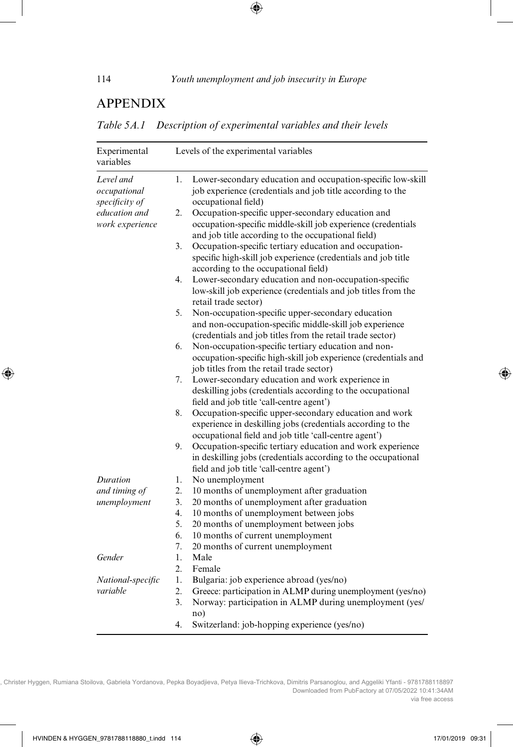## APPENDIX

*Table 5A.1 Description of experimental variables and their levels*

| Experimental variables | Levels of the experimental variables |
|---|---|
| *Level and occupational specificity of education and work experience* | 1. Lower-secondary education and occupation-specific low-skill job experience (credentials and job title according to the occupational field) |
| | 2. Occupation-specific upper-secondary education and occupation-specific middle-skill job experience (credentials and job title according to the occupational field) |
| | 3. Occupation-specific tertiary education and occupation-specific high-skill job experience (credentials and job title according to the occupational field) |
| | 4. Lower-secondary education and non-occupation-specific low-skill job experience (credentials and job titles from the retail trade sector) |
| | 5. Non-occupation-specific upper-secondary education and non-occupation-specific middle-skill job experience (credentials and job titles from the retail trade sector) |
| | 6. Non-occupation-specific tertiary education and non-occupation-specific high-skill job experience (credentials and job titles from the retail trade sector) |
| | 7. Lower-secondary education and work experience in deskilling jobs (credentials according to the occupational field and job title 'call-centre agent') |
| | 8. Occupation-specific upper-secondary education and work experience in deskilling jobs (credentials according to the occupational field and job title 'call-centre agent') |
| | 9. Occupation-specific tertiary education and work experience in deskilling jobs (credentials according to the occupational field and job title 'call-centre agent') |
| *Duration and timing of unemployment* | 1. No unemployment |
| | 2. 10 months of unemployment after graduation |
| | 3. 20 months of unemployment after graduation |
| | 4. 10 months of unemployment between jobs |
| | 5. 20 months of unemployment between jobs |
| | 6. 10 months of current unemployment |
| | 7. 20 months of current unemployment |
| *Gender* | 1. Male |
| | 2. Female |
| *National-specific variable* | 1. Bulgaria: job experience abroad (yes/no) |
| | 2. Greece: participation in ALMP during unemployment (yes/no) |
| | 3. Norway: participation in ALMP during unemployment (yes/no) |
| | 4. Switzerland: job-hopping experience (yes/no) |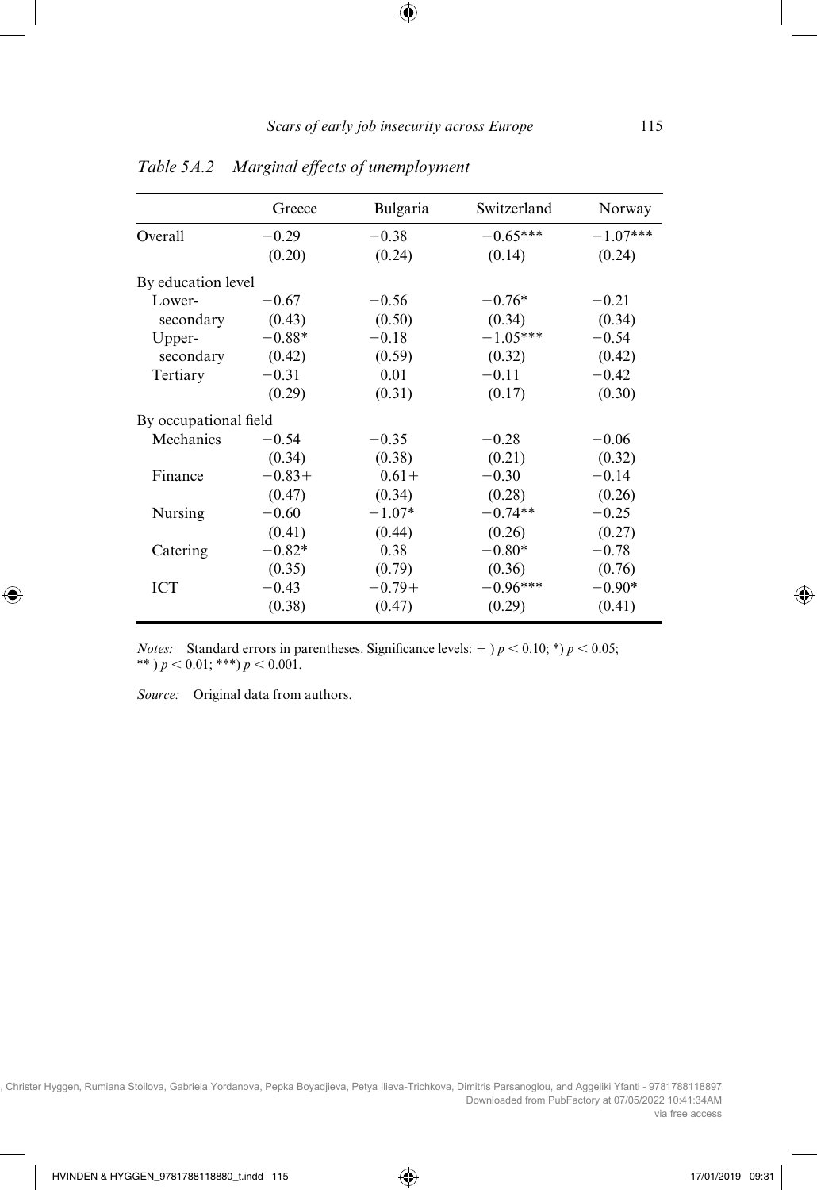*Table 5A.2 Marginal effects of unemployment*

| | Greece | Bulgaria | Switzerland | Norway |
|---|---|---|---|---|
| Overall | −0.29 | −0.38 | −0.65*** | −1.07*** |
| | (0.20) | (0.24) | (0.14) | (0.24) |
| By education level | | | | |
| Lower-secondary | −0.67 | −0.56 | −0.76* | −0.21 |
| | (0.43) | (0.50) | (0.34) | (0.34) |
| Upper-secondary | −0.88* | −0.18 | −1.05*** | −0.54 |
| | (0.42) | (0.59) | (0.32) | (0.42) |
| Tertiary | −0.31 | 0.01 | −0.11 | −0.42 |
| | (0.29) | (0.31) | (0.17) | (0.30) |
| By occupational field | | | | |
| Mechanics | −0.54 | −0.35 | −0.28 | −0.06 |
| | (0.34) | (0.38) | (0.21) | (0.32) |
| Finance | −0.83+ | 0.61+ | −0.30 | −0.14 |
| | (0.47) | (0.34) | (0.28) | (0.26) |
| Nursing | −0.60 | −1.07* | −0.74** | −0.25 |
| | (0.41) | (0.44) | (0.26) | (0.27) |
| Catering | −0.82* | 0.38 | −0.80* | −0.78 |
| | (0.35) | (0.79) | (0.36) | (0.76) |
| ICT | −0.43 | −0.79+ | −0.96*** | −0.90* |
| | (0.38) | (0.47) | (0.29) | (0.41) |

*Notes:* Standard errors in parentheses. Significance levels: + ) $p < 0.10$; *) $p < 0.05$; ** ) $p < 0.01$; ***) $p < 0.001$.

*Source:* Original data from authors.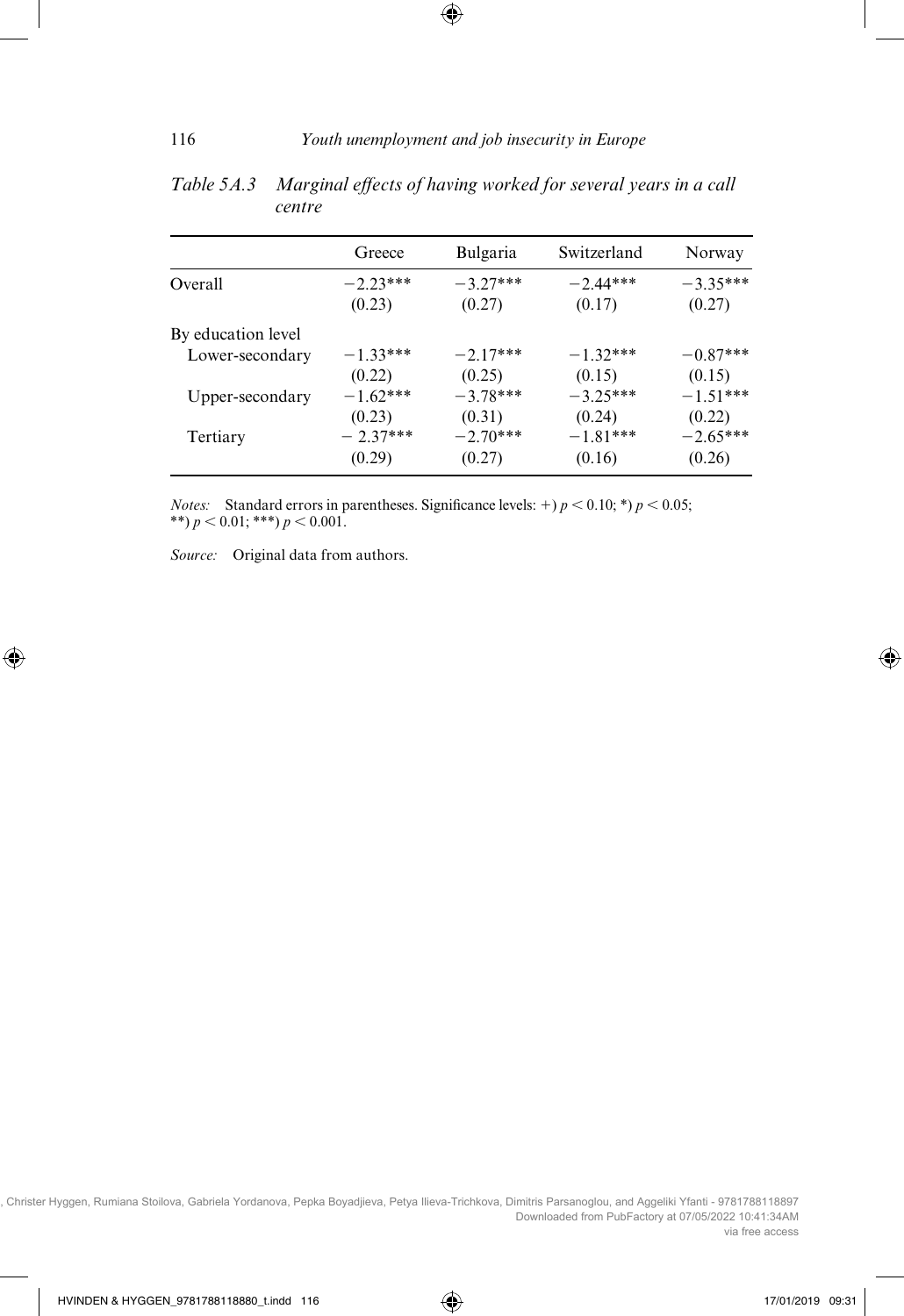*Table 5A.3 Marginal effects of having worked for several years in a call centre*

| | Greece | Bulgaria | Switzerland | Norway |
|---|---|---|---|---|
| Overall | −2.23*** | −3.27*** | −2.44*** | −3.35*** |
| | (0.23) | (0.27) | (0.17) | (0.27) |
| By education level | | | | |
| Lower-secondary | −1.33*** | −2.17*** | −1.32*** | −0.87*** |
| | (0.22) | (0.25) | (0.15) | (0.15) |
| Upper-secondary | −1.62*** | −3.78*** | −3.25*** | −1.51*** |
| | (0.23) | (0.31) | (0.24) | (0.22) |
| Tertiary | − 2.37*** | −2.70*** | −1.81*** | −2.65*** |
| | (0.29) | (0.27) | (0.16) | (0.26) |

*Notes:* Standard errors in parentheses. Significance levels: +) $p < 0.10$; *) $p < 0.05$; **) $p < 0.01$; ***) $p < 0.001$.

*Source:* Original data from authors.